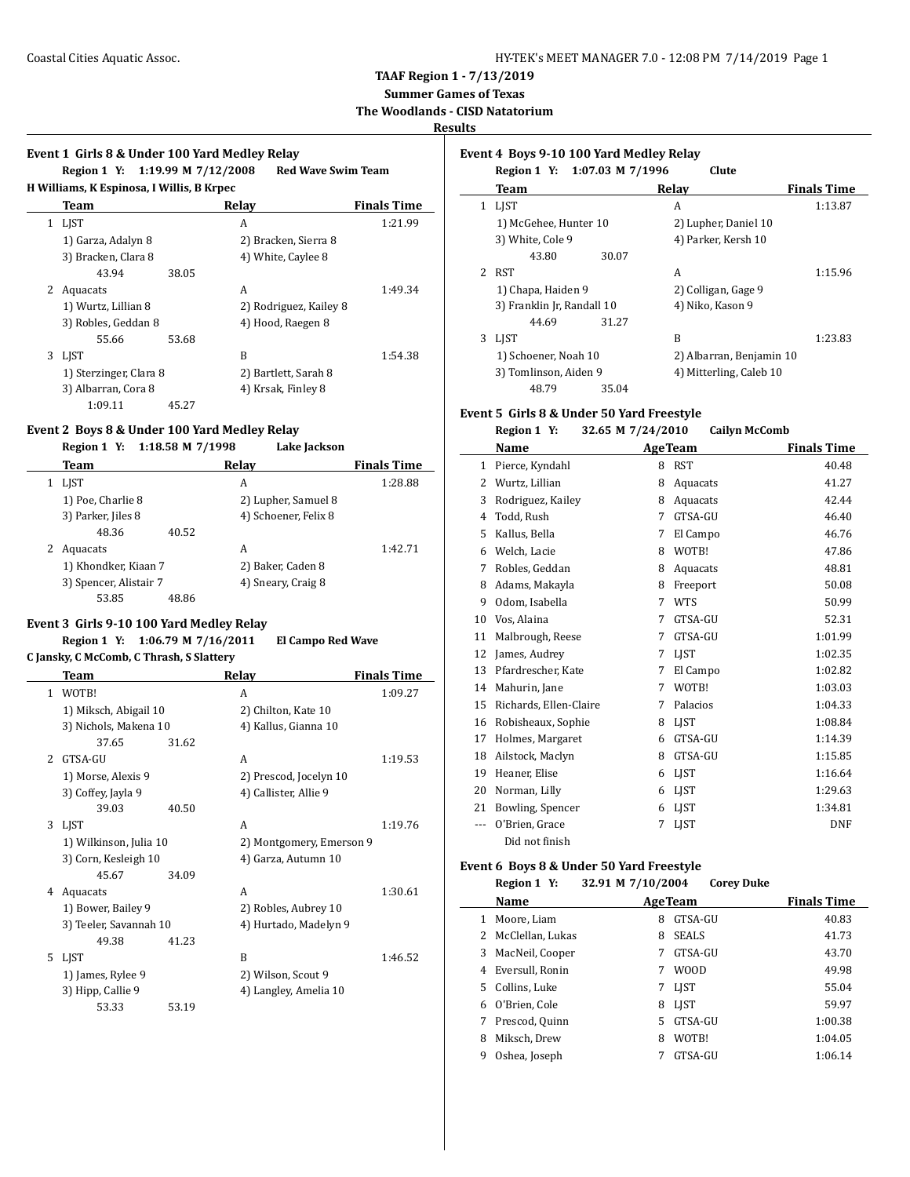# TAAF Region 1 - 7/13/2019

## Summer Games of Texas

## The Woodlands - CISD Natatorium

## Results

### Event 1 Girls 8 & Under 100 Yard Medley Relay

**Region 1 Y: 1:19.99 M 7/12/2008 Red Wave Swim Team**

**H Williams, K Espinosa, I Willis, B Krpec**

| | Team | Relay | Finals Time |
|---|---|---|---|
| 1 | LJST | A | 1:21.99 |
| | 1) Garza, Adalyn 8 | 2) Bracken, Sierra 8 | |
| | 3) Bracken, Clara 8 | 4) White, Caylee 8 | |
| | 43.94 38.05 | | |
| 2 | Aquacats | A | 1:49.34 |
| | 1) Wurtz, Lillian 8 | 2) Rodriguez, Kailey 8 | |
| | 3) Robles, Geddan 8 | 4) Hood, Raegen 8 | |
| | 55.66 53.68 | | |
| 3 | LJST | B | 1:54.38 |
| | 1) Sterzinger, Clara 8 | 2) Bartlett, Sarah 8 | |
| | 3) Albarran, Cora 8 | 4) Krsak, Finley 8 | |
| | 1:09.11 45.27 | | |

### Event 2 Boys 8 & Under 100 Yard Medley Relay

**Region 1 Y: 1:18.58 M 7/1998 Lake Jackson**

| | Team | Relay | Finals Time |
|---|---|---|---|
| 1 | LJST | A | 1:28.88 |
| | 1) Poe, Charlie 8 | 2) Lupher, Samuel 8 | |
| | 3) Parker, Jiles 8 | 4) Schoener, Felix 8 | |
| | 48.36 40.52 | | |
| 2 | Aquacats | A | 1:42.71 |
| | 1) Khondker, Kiaan 7 | 2) Baker, Caden 8 | |
| | 3) Spencer, Alistair 7 | 4) Sneary, Craig 8 | |
| | 53.85 48.86 | | |

### Event 3 Girls 9-10 100 Yard Medley Relay

**Region 1 Y: 1:06.79 M 7/16/2011 El Campo Red Wave**

**C Jansky, C McComb, C Thrash, S Slattery**

| | Team | Relay | Finals Time |
|---|---|---|---|
| 1 | WOTB! | A | 1:09.27 |
| | 1) Miksch, Abigail 10 | 2) Chilton, Kate 10 | |
| | 3) Nichols, Makena 10 | 4) Kallus, Gianna 10 | |
| | 37.65 31.62 | | |
| 2 | GTSA-GU | A | 1:19.53 |
| | 1) Morse, Alexis 9 | 2) Prescod, Jocelyn 10 | |
| | 3) Coffey, Jayla 9 | 4) Callister, Allie 9 | |
| | 39.03 40.50 | | |
| 3 | LJST | A | 1:19.76 |
| | 1) Wilkinson, Julia 10 | 2) Montgomery, Emerson 9 | |
| | 3) Corn, Kesleigh 10 | 4) Garza, Autumn 10 | |
| | 45.67 34.09 | | |
| 4 | Aquacats | A | 1:30.61 |
| | 1) Bower, Bailey 9 | 2) Robles, Aubrey 10 | |
| | 3) Teeler, Savannah 10 | 4) Hurtado, Madelyn 9 | |
| | 49.38 41.23 | | |
| 5 | LJST | B | 1:46.52 |
| | 1) James, Rylee 9 | 2) Wilson, Scout 9 | |
| | 3) Hipp, Callie 9 | 4) Langley, Amelia 10 | |
| | 53.33 53.19 | | |

### Event 4 Boys 9-10 100 Yard Medley Relay

**Region 1 Y: 1:07.03 M 7/1996 Clute**

| | Team | Relay | Finals Time |
|---|---|---|---|
| 1 | LJST | A | 1:13.87 |
| | 1) McGehee, Hunter 10 | 2) Lupher, Daniel 10 | |
| | 3) White, Cole 9 | 4) Parker, Kersh 10 | |
| | 43.80 30.07 | | |
| 2 | RST | A | 1:15.96 |
| | 1) Chapa, Haiden 9 | 2) Colligan, Gage 9 | |
| | 3) Franklin Jr, Randall 10 | 4) Niko, Kason 9 | |
| | 44.69 31.27 | | |
| 3 | LJST | B | 1:23.83 |
| | 1) Schoener, Noah 10 | 2) Albarran, Benjamin 10 | |
| | 3) Tomlinson, Aiden 9 | 4) Mitterling, Caleb 10 | |
| | 48.79 35.04 | | |

### Event 5 Girls 8 & Under 50 Yard Freestyle

**Region 1 Y: 32.65 M 7/24/2010 Cailyn McComb**

| | Name | Age | Team | Finals Time |
|---|---|---|---|---|
| 1 | Pierce, Kyndahl | 8 | RST | 40.48 |
| 2 | Wurtz, Lillian | 8 | Aquacats | 41.27 |
| 3 | Rodriguez, Kailey | 8 | Aquacats | 42.44 |
| 4 | Todd, Rush | 7 | GTSA-GU | 46.40 |
| 5 | Kallus, Bella | 7 | El Campo | 46.76 |
| 6 | Welch, Lacie | 8 | WOTB! | 47.86 |
| 7 | Robles, Geddan | 8 | Aquacats | 48.81 |
| 8 | Adams, Makayla | 8 | Freeport | 50.08 |
| 9 | Odom, Isabella | 7 | WTS | 50.99 |
| 10 | Vos, Alaina | 7 | GTSA-GU | 52.31 |
| 11 | Malbrough, Reese | 7 | GTSA-GU | 1:01.99 |
| 12 | James, Audrey | 7 | LJST | 1:02.35 |
| 13 | Pfardrescher, Kate | 7 | El Campo | 1:02.82 |
| 14 | Mahurin, Jane | 7 | WOTB! | 1:03.03 |
| 15 | Richards, Ellen-Claire | 7 | Palacios | 1:04.33 |
| 16 | Robisheaux, Sophie | 8 | LJST | 1:08.84 |
| 17 | Holmes, Margaret | 6 | GTSA-GU | 1:14.39 |
| 18 | Ailstock, Maclyn | 8 | GTSA-GU | 1:15.85 |
| 19 | Heaner, Elise | 6 | LJST | 1:16.64 |
| 20 | Norman, Lilly | 6 | LJST | 1:29.63 |
| 21 | Bowling, Spencer | 6 | LJST | 1:34.81 |
| --- | O'Brien, Grace | 7 | LJST | DNF |
| | Did not finish | | | |

### Event 6 Boys 8 & Under 50 Yard Freestyle

**Region 1 Y: 32.91 M 7/10/2004 Corey Duke**

| | Name | Age | Team | Finals Time |
|---|---|---|---|---|
| 1 | Moore, Liam | 8 | GTSA-GU | 40.83 |
| 2 | McClellan, Lukas | 8 | SEALS | 41.73 |
| 3 | MacNeil, Cooper | 7 | GTSA-GU | 43.70 |
| 4 | Eversull, Ronin | 7 | WOOD | 49.98 |
| 5 | Collins, Luke | 7 | LJST | 55.04 |
| 6 | O'Brien, Cole | 8 | LJST | 59.97 |
| 7 | Prescod, Quinn | 5 | GTSA-GU | 1:00.38 |
| 8 | Miksch, Drew | 8 | WOTB! | 1:04.05 |
| 9 | Oshea, Joseph | 7 | GTSA-GU | 1:06.14 |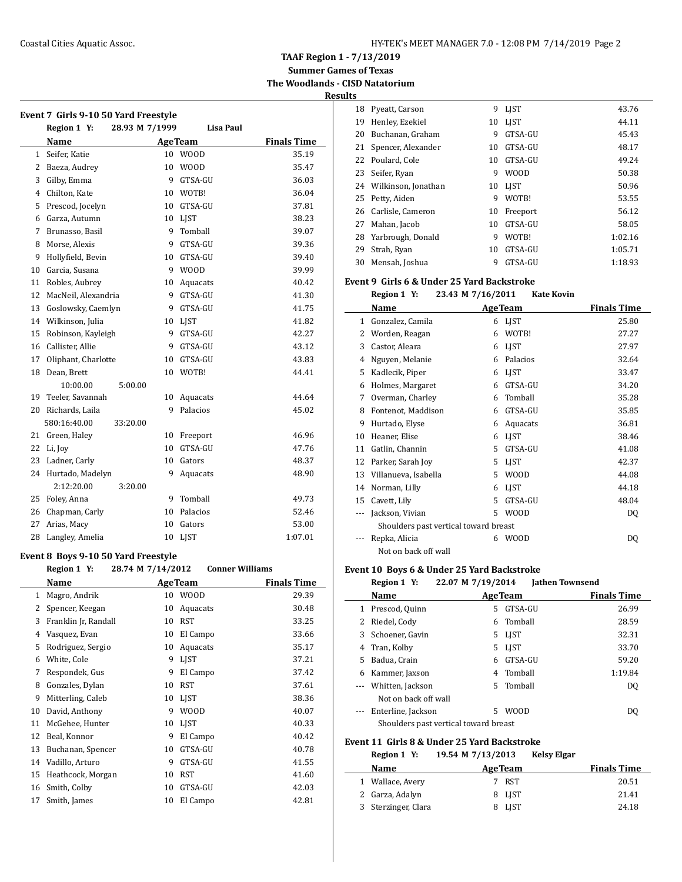# TAAF Region 1 - 7/13/2019

## Summer Games of Texas

## The Woodlands - CISD Natatorium

### Results

#### Event 7 Girls 9-10 50 Yard Freestyle

Region 1 Y: 28.93 M 7/1999 Lisa Paul

| | Name | Age | Team | Finals Time |
|---|---|---|---|---|
| 1 | Seifer, Katie | 10 | WOOD | 35.19 |
| 2 | Baeza, Audrey | 10 | WOOD | 35.47 |
| 3 | Gilby, Emma | 9 | GTSA-GU | 36.03 |
| 4 | Chilton, Kate | 10 | WOTB! | 36.04 |
| 5 | Prescod, Jocelyn | 10 | GTSA-GU | 37.81 |
| 6 | Garza, Autumn | 10 | LJST | 38.23 |
| 7 | Brunasso, Basil | 9 | Tomball | 39.07 |
| 8 | Morse, Alexis | 9 | GTSA-GU | 39.36 |
| 9 | Hollyfield, Bevin | 10 | GTSA-GU | 39.40 |
| 10 | Garcia, Susana | 9 | WOOD | 39.99 |
| 11 | Robles, Aubrey | 10 | Aquacats | 40.42 |
| 12 | MacNeil, Alexandria | 9 | GTSA-GU | 41.30 |
| 13 | Goslowsky, Caemlyn | 9 | GTSA-GU | 41.75 |
| 14 | Wilkinson, Julia | 10 | LJST | 41.82 |
| 15 | Robinson, Kayleigh | 9 | GTSA-GU | 42.27 |
| 16 | Callister, Allie | 9 | GTSA-GU | 43.12 |
| 17 | Oliphant, Charlotte | 10 | GTSA-GU | 43.83 |
| 18 | Dean, Brett | 10 | WOTB! | 44.41 |
| | 10:00.00 5:00.00 | | | |
| 19 | Teeler, Savannah | 10 | Aquacats | 44.64 |
| 20 | Richards, Laila | 9 | Palacios | 45.02 |
| | 580:16:40.00 33:20.00 | | | |
| 21 | Green, Haley | 10 | Freeport | 46.96 |
| 22 | Li, Joy | 10 | GTSA-GU | 47.76 |
| 23 | Ladner, Carly | 10 | Gators | 48.37 |
| 24 | Hurtado, Madelyn | 9 | Aquacats | 48.90 |
| | 2:12:20.00 3:20.00 | | | |
| 25 | Foley, Anna | 9 | Tomball | 49.73 |
| 26 | Chapman, Carly | 10 | Palacios | 52.46 |
| 27 | Arias, Macy | 10 | Gators | 53.00 |
| 28 | Langley, Amelia | 10 | LJST | 1:07.01 |

#### Event 8 Boys 9-10 50 Yard Freestyle

Region 1 Y: 28.74 M 7/14/2012 Conner Williams

| | Name | Age | Team | Finals Time |
|---|---|---|---|---|
| 1 | Magro, Andrik | 10 | WOOD | 29.39 |
| 2 | Spencer, Keegan | 10 | Aquacats | 30.48 |
| 3 | Franklin Jr, Randall | 10 | RST | 33.25 |
| 4 | Vasquez, Evan | 10 | El Campo | 33.66 |
| 5 | Rodriguez, Sergio | 10 | Aquacats | 35.17 |
| 6 | White, Cole | 9 | LJST | 37.21 |
| 7 | Respondek, Gus | 9 | El Campo | 37.42 |
| 8 | Gonzales, Dylan | 10 | RST | 37.61 |
| 9 | Mitterling, Caleb | 10 | LJST | 38.36 |
| 10 | David, Anthony | 9 | WOOD | 40.07 |
| 11 | McGehee, Hunter | 10 | LJST | 40.33 |
| 12 | Beal, Konnor | 9 | El Campo | 40.42 |
| 13 | Buchanan, Spencer | 10 | GTSA-GU | 40.78 |
| 14 | Vadillo, Arturo | 9 | GTSA-GU | 41.55 |
| 15 | Heathcock, Morgan | 10 | RST | 41.60 |
| 16 | Smith, Colby | 10 | GTSA-GU | 42.03 |
| 17 | Smith, James | 10 | El Campo | 42.81 |
| 18 | Pyeatt, Carson | 9 | LJST | 43.76 |
| 19 | Henley, Ezekiel | 10 | LJST | 44.11 |
| 20 | Buchanan, Graham | 9 | GTSA-GU | 45.43 |
| 21 | Spencer, Alexander | 10 | GTSA-GU | 48.17 |
| 22 | Poulard, Cole | 10 | GTSA-GU | 49.24 |
| 23 | Seifer, Ryan | 9 | WOOD | 50.38 |
| 24 | Wilkinson, Jonathan | 10 | LJST | 50.96 |
| 25 | Petty, Aiden | 9 | WOTB! | 53.55 |
| 26 | Carlisle, Cameron | 10 | Freeport | 56.12 |
| 27 | Mahan, Jacob | 10 | GTSA-GU | 58.05 |
| 28 | Yarbrough, Donald | 9 | WOTB! | 1:02.16 |
| 29 | Strah, Ryan | 10 | GTSA-GU | 1:05.71 |
| 30 | Mensah, Joshua | 9 | GTSA-GU | 1:18.93 |

#### Event 9 Girls 6 & Under 25 Yard Backstroke

Region 1 Y: 23.43 M 7/16/2011 Kate Kovin

| | Name | Age | Team | Finals Time |
|---|---|---|---|---|
| 1 | Gonzalez, Camila | 6 | LJST | 25.80 |
| 2 | Worden, Reagan | 6 | WOTB! | 27.27 |
| 3 | Castor, Aleara | 6 | LJST | 27.97 |
| 4 | Nguyen, Melanie | 6 | Palacios | 32.64 |
| 5 | Kadlecik, Piper | 6 | LJST | 33.47 |
| 6 | Holmes, Margaret | 6 | GTSA-GU | 34.20 |
| 7 | Overman, Charley | 6 | Tomball | 35.28 |
| 8 | Fontenot, Maddison | 6 | GTSA-GU | 35.85 |
| 9 | Hurtado, Elyse | 6 | Aquacats | 36.81 |
| 10 | Heaner, Elise | 6 | LJST | 38.46 |
| 11 | Gatlin, Channin | 5 | GTSA-GU | 41.08 |
| 12 | Parker, Sarah Joy | 5 | LJST | 42.37 |
| 13 | Villanueva, Isabella | 5 | WOOD | 44.08 |
| 14 | Norman, Lilly | 6 | LJST | 44.18 |
| 15 | Cavett, Lily | 5 | GTSA-GU | 48.04 |
| --- | Jackson, Vivian | 5 | WOOD | DQ |
| | Shoulders past vertical toward breast | | | |
| --- | Repka, Alicia | 6 | WOOD | DQ |
| | Not on back off wall | | | |

#### Event 10 Boys 6 & Under 25 Yard Backstroke

Region 1 Y: 22.07 M 7/19/2014 Jathen Townsend

| | Name | Age | Team | Finals Time |
|---|---|---|---|---|
| 1 | Prescod, Quinn | 5 | GTSA-GU | 26.99 |
| 2 | Riedel, Cody | 6 | Tomball | 28.59 |
| 3 | Schoener, Gavin | 5 | LJST | 32.31 |
| 4 | Tran, Kolby | 5 | LJST | 33.70 |
| 5 | Badua, Crain | 6 | GTSA-GU | 59.20 |
| 6 | Kammer, Jaxson | 4 | Tomball | 1:19.84 |
| --- | Whitten, Jackson | 5 | Tomball | DQ |
| | Not on back off wall | | | |
| --- | Enterline, Jackson | 5 | WOOD | DQ |
| | Shoulders past vertical toward breast | | | |

#### Event 11 Girls 8 & Under 25 Yard Backstroke

Region 1 Y: 19.54 M 7/13/2013 Kelsy Elgar

| | Name | Age | Team | Finals Time |
|---|---|---|---|---|
| 1 | Wallace, Avery | 7 | RST | 20.51 |
| 2 | Garza, Adalyn | 8 | LJST | 21.41 |
| 3 | Sterzinger, Clara | 8 | LJST | 24.18 |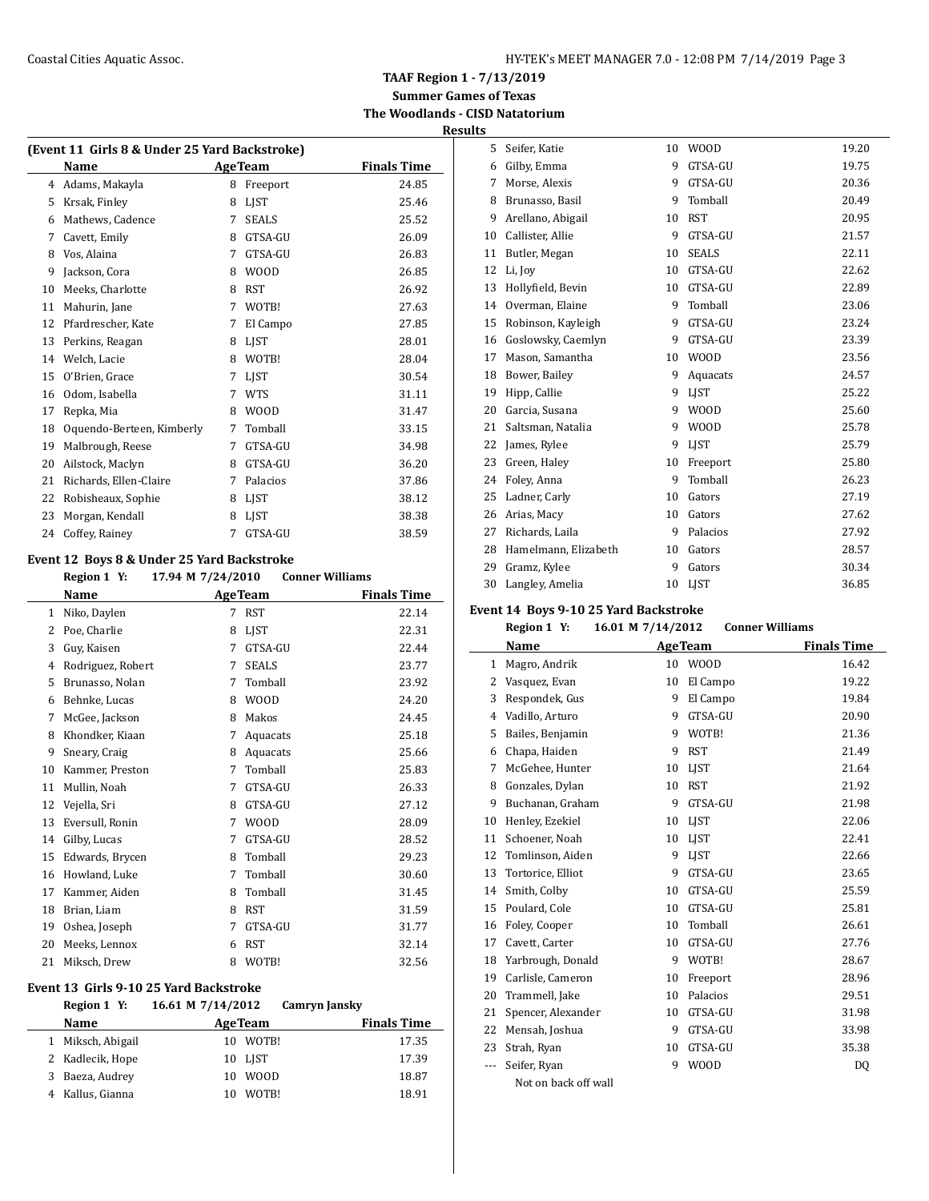## TAAF Region 1 - 7/13/2019
### Summer Games of Texas
### The Woodlands - CISD Natatorium
### Results

**(Event 11 Girls 8 & Under 25 Yard Backstroke)**

| | Name | Age | Team | Finals Time |
|---|---|---|---|---|
| 4 | Adams, Makayla | 8 | Freeport | 24.85 |
| 5 | Krsak, Finley | 8 | LJST | 25.46 |
| 6 | Mathews, Cadence | 7 | SEALS | 25.52 |
| 7 | Cavett, Emily | 8 | GTSA-GU | 26.09 |
| 8 | Vos, Alaina | 7 | GTSA-GU | 26.83 |
| 9 | Jackson, Cora | 8 | WOOD | 26.85 |
| 10 | Meeks, Charlotte | 8 | RST | 26.92 |
| 11 | Mahurin, Jane | 7 | WOTB! | 27.63 |
| 12 | Pfardrescher, Kate | 7 | El Campo | 27.85 |
| 13 | Perkins, Reagan | 8 | LJST | 28.01 |
| 14 | Welch, Lacie | 8 | WOTB! | 28.04 |
| 15 | O'Brien, Grace | 7 | LJST | 30.54 |
| 16 | Odom, Isabella | 7 | WTS | 31.11 |
| 17 | Repka, Mia | 8 | WOOD | 31.47 |
| 18 | Oquendo-Berteen, Kimberly | 7 | Tomball | 33.15 |
| 19 | Malbrough, Reese | 7 | GTSA-GU | 34.98 |
| 20 | Ailstock, Maclyn | 8 | GTSA-GU | 36.20 |
| 21 | Richards, Ellen-Claire | 7 | Palacios | 37.86 |
| 22 | Robisheaux, Sophie | 8 | LJST | 38.12 |
| 23 | Morgan, Kendall | 8 | LJST | 38.38 |
| 24 | Coffey, Rainey | 7 | GTSA-GU | 38.59 |

**Event 12 Boys 8 & Under 25 Yard Backstroke**

Region 1 Y: 17.94 M 7/24/2010 Conner Williams

| | Name | Age | Team | Finals Time |
|---|---|---|---|---|
| 1 | Niko, Daylen | 7 | RST | 22.14 |
| 2 | Poe, Charlie | 8 | LJST | 22.31 |
| 3 | Guy, Kaisen | 7 | GTSA-GU | 22.44 |
| 4 | Rodriguez, Robert | 7 | SEALS | 23.77 |
| 5 | Brunasso, Nolan | 7 | Tomball | 23.92 |
| 6 | Behnke, Lucas | 8 | WOOD | 24.20 |
| 7 | McGee, Jackson | 8 | Makos | 24.45 |
| 8 | Khondker, Kiaan | 7 | Aquacats | 25.18 |
| 9 | Sneary, Craig | 8 | Aquacats | 25.66 |
| 10 | Kammer, Preston | 7 | Tomball | 25.83 |
| 11 | Mullin, Noah | 7 | GTSA-GU | 26.33 |
| 12 | Vejella, Sri | 8 | GTSA-GU | 27.12 |
| 13 | Eversull, Ronin | 7 | WOOD | 28.09 |
| 14 | Gilby, Lucas | 7 | GTSA-GU | 28.52 |
| 15 | Edwards, Brycen | 8 | Tomball | 29.23 |
| 16 | Howland, Luke | 7 | Tomball | 30.60 |
| 17 | Kammer, Aiden | 8 | Tomball | 31.45 |
| 18 | Brian, Liam | 8 | RST | 31.59 |
| 19 | Oshea, Joseph | 7 | GTSA-GU | 31.77 |
| 20 | Meeks, Lennox | 6 | RST | 32.14 |
| 21 | Miksch, Drew | 8 | WOTB! | 32.56 |

**Event 13 Girls 9-10 25 Yard Backstroke**

Region 1 Y: 16.61 M 7/14/2012 Camryn Jansky

| | Name | Age | Team | Finals Time |
|---|---|---|---|---|
| 1 | Miksch, Abigail | 10 | WOTB! | 17.35 |
| 2 | Kadlecik, Hope | 10 | LJST | 17.39 |
| 3 | Baeza, Audrey | 10 | WOOD | 18.87 |
| 4 | Kallus, Gianna | 10 | WOTB! | 18.91 |
| 5 | Seifer, Katie | 10 | WOOD | 19.20 |
| 6 | Gilby, Emma | 9 | GTSA-GU | 19.75 |
| 7 | Morse, Alexis | 9 | GTSA-GU | 20.36 |
| 8 | Brunasso, Basil | 9 | Tomball | 20.49 |
| 9 | Arellano, Abigail | 10 | RST | 20.95 |
| 10 | Callister, Allie | 9 | GTSA-GU | 21.57 |
| 11 | Butler, Megan | 10 | SEALS | 22.11 |
| 12 | Li, Joy | 10 | GTSA-GU | 22.62 |
| 13 | Hollyfield, Bevin | 10 | GTSA-GU | 22.89 |
| 14 | Overman, Elaine | 9 | Tomball | 23.06 |
| 15 | Robinson, Kayleigh | 9 | GTSA-GU | 23.24 |
| 16 | Goslowsky, Caemlyn | 9 | GTSA-GU | 23.39 |
| 17 | Mason, Samantha | 10 | WOOD | 23.56 |
| 18 | Bower, Bailey | 9 | Aquacats | 24.57 |
| 19 | Hipp, Callie | 9 | LJST | 25.22 |
| 20 | Garcia, Susana | 9 | WOOD | 25.60 |
| 21 | Saltsman, Natalia | 9 | WOOD | 25.78 |
| 22 | James, Rylee | 9 | LJST | 25.79 |
| 23 | Green, Haley | 10 | Freeport | 25.80 |
| 24 | Foley, Anna | 9 | Tomball | 26.23 |
| 25 | Ladner, Carly | 10 | Gators | 27.19 |
| 26 | Arias, Macy | 10 | Gators | 27.62 |
| 27 | Richards, Laila | 9 | Palacios | 27.92 |
| 28 | Hamelmann, Elizabeth | 10 | Gators | 28.57 |
| 29 | Gramz, Kylee | 9 | Gators | 30.34 |
| 30 | Langley, Amelia | 10 | LJST | 36.85 |

**Event 14 Boys 9-10 25 Yard Backstroke**

Region 1 Y: 16.01 M 7/14/2012 Conner Williams

| | Name | Age | Team | Finals Time |
|---|---|---|---|---|
| 1 | Magro, Andrik | 10 | WOOD | 16.42 |
| 2 | Vasquez, Evan | 10 | El Campo | 19.22 |
| 3 | Respondek, Gus | 9 | El Campo | 19.84 |
| 4 | Vadillo, Arturo | 9 | GTSA-GU | 20.90 |
| 5 | Bailes, Benjamin | 9 | WOTB! | 21.36 |
| 6 | Chapa, Haiden | 9 | RST | 21.49 |
| 7 | McGehee, Hunter | 10 | LJST | 21.64 |
| 8 | Gonzales, Dylan | 10 | RST | 21.92 |
| 9 | Buchanan, Graham | 9 | GTSA-GU | 21.98 |
| 10 | Henley, Ezekiel | 10 | LJST | 22.06 |
| 11 | Schoener, Noah | 10 | LJST | 22.41 |
| 12 | Tomlinson, Aiden | 9 | LJST | 22.66 |
| 13 | Tortorice, Elliot | 9 | GTSA-GU | 23.65 |
| 14 | Smith, Colby | 10 | GTSA-GU | 25.59 |
| 15 | Poulard, Cole | 10 | GTSA-GU | 25.81 |
| 16 | Foley, Cooper | 10 | Tomball | 26.61 |
| 17 | Cavett, Carter | 10 | GTSA-GU | 27.76 |
| 18 | Yarbrough, Donald | 9 | WOTB! | 28.67 |
| 19 | Carlisle, Cameron | 10 | Freeport | 28.96 |
| 20 | Trammell, Jake | 10 | Palacios | 29.51 |
| 21 | Spencer, Alexander | 10 | GTSA-GU | 31.98 |
| 22 | Mensah, Joshua | 9 | GTSA-GU | 33.98 |
| 23 | Strah, Ryan | 10 | GTSA-GU | 35.38 |
| --- | Seifer, Ryan | 9 | WOOD | DQ |
| | Not on back off wall | | | |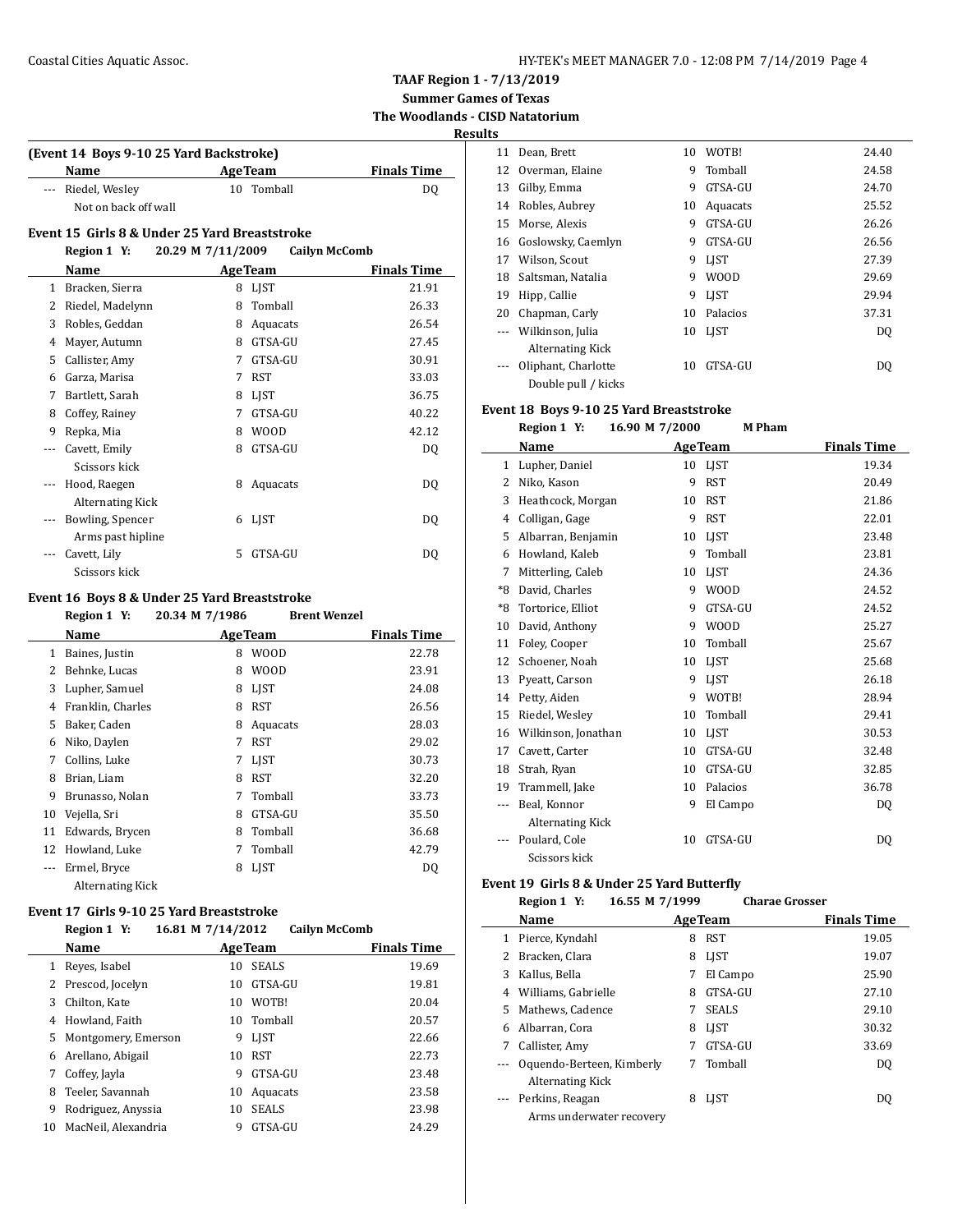## TAAF Region 1 - 7/13/2019
## Summer Games of Texas
## The Woodlands - CISD Natatorium
### Results

**(Event 14 Boys 9-10 25 Yard Backstroke)**

| | Name | Age | Team | Finals Time |
|---|---|---|---|---|
| --- | Riedel, Wesley | 10 | Tomball | DQ |
| | Not on back off wall | | | |

**Event 15 Girls 8 & Under 25 Yard Breaststroke**

Region 1 Y: 20.29 M 7/11/2009 Cailyn McComb

| | Name | Age | Team | Finals Time |
|---|---|---|---|---|
| 1 | Bracken, Sierra | 8 | LJST | 21.91 |
| 2 | Riedel, Madelynn | 8 | Tomball | 26.33 |
| 3 | Robles, Geddan | 8 | Aquacats | 26.54 |
| 4 | Mayer, Autumn | 8 | GTSA-GU | 27.45 |
| 5 | Callister, Amy | 7 | GTSA-GU | 30.91 |
| 6 | Garza, Marisa | 7 | RST | 33.03 |
| 7 | Bartlett, Sarah | 8 | LJST | 36.75 |
| 8 | Coffey, Rainey | 7 | GTSA-GU | 40.22 |
| 9 | Repka, Mia | 8 | WOOD | 42.12 |
| --- | Cavett, Emily | 8 | GTSA-GU | DQ |
| | Scissors kick | | | |
| --- | Hood, Raegen | 8 | Aquacats | DQ |
| | Alternating Kick | | | |
| --- | Bowling, Spencer | 6 | LJST | DQ |
| | Arms past hipline | | | |
| --- | Cavett, Lily | 5 | GTSA-GU | DQ |
| | Scissors kick | | | |

**Event 16 Boys 8 & Under 25 Yard Breaststroke**

Region 1 Y: 20.34 M 7/1986 Brent Wenzel

| | Name | Age | Team | Finals Time |
|---|---|---|---|---|
| 1 | Baines, Justin | 8 | WOOD | 22.78 |
| 2 | Behnke, Lucas | 8 | WOOD | 23.91 |
| 3 | Lupher, Samuel | 8 | LJST | 24.08 |
| 4 | Franklin, Charles | 8 | RST | 26.56 |
| 5 | Baker, Caden | 8 | Aquacats | 28.03 |
| 6 | Niko, Daylen | 7 | RST | 29.02 |
| 7 | Collins, Luke | 7 | LJST | 30.73 |
| 8 | Brian, Liam | 8 | RST | 32.20 |
| 9 | Brunasso, Nolan | 7 | Tomball | 33.73 |
| 10 | Vejella, Sri | 8 | GTSA-GU | 35.50 |
| 11 | Edwards, Brycen | 8 | Tomball | 36.68 |
| 12 | Howland, Luke | 7 | Tomball | 42.79 |
| --- | Ermel, Bryce | 8 | LJST | DQ |
| | Alternating Kick | | | |

**Event 17 Girls 9-10 25 Yard Breaststroke**

Region 1 Y: 16.81 M 7/14/2012 Cailyn McComb

| | Name | Age | Team | Finals Time |
|---|---|---|---|---|
| 1 | Reyes, Isabel | 10 | SEALS | 19.69 |
| 2 | Prescod, Jocelyn | 10 | GTSA-GU | 19.81 |
| 3 | Chilton, Kate | 10 | WOTB! | 20.04 |
| 4 | Howland, Faith | 10 | Tomball | 20.57 |
| 5 | Montgomery, Emerson | 9 | LJST | 22.66 |
| 6 | Arellano, Abigail | 10 | RST | 22.73 |
| 7 | Coffey, Jayla | 9 | GTSA-GU | 23.48 |
| 8 | Teeler, Savannah | 10 | Aquacats | 23.58 |
| 9 | Rodriguez, Anyssia | 10 | SEALS | 23.98 |
| 10 | MacNeil, Alexandria | 9 | GTSA-GU | 24.29 |
| 11 | Dean, Brett | 10 | WOTB! | 24.40 |
| 12 | Overman, Elaine | 9 | Tomball | 24.58 |
| 13 | Gilby, Emma | 9 | GTSA-GU | 24.70 |
| 14 | Robles, Aubrey | 10 | Aquacats | 25.52 |
| 15 | Morse, Alexis | 9 | GTSA-GU | 26.26 |
| 16 | Goslowsky, Caemlyn | 9 | GTSA-GU | 26.56 |
| 17 | Wilson, Scout | 9 | LJST | 27.39 |
| 18 | Saltsman, Natalia | 9 | WOOD | 29.69 |
| 19 | Hipp, Callie | 9 | LJST | 29.94 |
| 20 | Chapman, Carly | 10 | Palacios | 37.31 |
| --- | Wilkinson, Julia | 10 | LJST | DQ |
| | Alternating Kick | | | |
| --- | Oliphant, Charlotte | 10 | GTSA-GU | DQ |
| | Double pull / kicks | | | |

**Event 18 Boys 9-10 25 Yard Breaststroke**

Region 1 Y: 16.90 M 7/2000 M Pham

| | Name | Age | Team | Finals Time |
|---|---|---|---|---|
| 1 | Lupher, Daniel | 10 | LJST | 19.34 |
| 2 | Niko, Kason | 9 | RST | 20.49 |
| 3 | Heathcock, Morgan | 10 | RST | 21.86 |
| 4 | Colligan, Gage | 9 | RST | 22.01 |
| 5 | Albarran, Benjamin | 10 | LJST | 23.48 |
| 6 | Howland, Kaleb | 9 | Tomball | 23.81 |
| 7 | Mitterling, Caleb | 10 | LJST | 24.36 |
| *8 | David, Charles | 9 | WOOD | 24.52 |
| *8 | Tortorice, Elliot | 9 | GTSA-GU | 24.52 |
| 10 | David, Anthony | 9 | WOOD | 25.27 |
| 11 | Foley, Cooper | 10 | Tomball | 25.67 |
| 12 | Schoener, Noah | 10 | LJST | 25.68 |
| 13 | Pyeatt, Carson | 9 | LJST | 26.18 |
| 14 | Petty, Aiden | 9 | WOTB! | 28.94 |
| 15 | Riedel, Wesley | 10 | Tomball | 29.41 |
| 16 | Wilkinson, Jonathan | 10 | LJST | 30.53 |
| 17 | Cavett, Carter | 10 | GTSA-GU | 32.48 |
| 18 | Strah, Ryan | 10 | GTSA-GU | 32.85 |
| 19 | Trammell, Jake | 10 | Palacios | 36.78 |
| --- | Beal, Konnor | 9 | El Campo | DQ |
| | Alternating Kick | | | |
| --- | Poulard, Cole | 10 | GTSA-GU | DQ |
| | Scissors kick | | | |

**Event 19 Girls 8 & Under 25 Yard Butterfly**

Region 1 Y: 16.55 M 7/1999 Charae Grosser

| | Name | Age | Team | Finals Time |
|---|---|---|---|---|
| 1 | Pierce, Kyndahl | 8 | RST | 19.05 |
| 2 | Bracken, Clara | 8 | LJST | 19.07 |
| 3 | Kallus, Bella | 7 | El Campo | 25.90 |
| 4 | Williams, Gabrielle | 8 | GTSA-GU | 27.10 |
| 5 | Mathews, Cadence | 7 | SEALS | 29.10 |
| 6 | Albarran, Cora | 8 | LJST | 30.32 |
| 7 | Callister, Amy | 7 | GTSA-GU | 33.69 |
| --- | Oquendo-Berteen, Kimberly | 7 | Tomball | DQ |
| | Alternating Kick | | | |
| --- | Perkins, Reagan | 8 | LJST | DQ |
| | Arms underwater recovery | | | |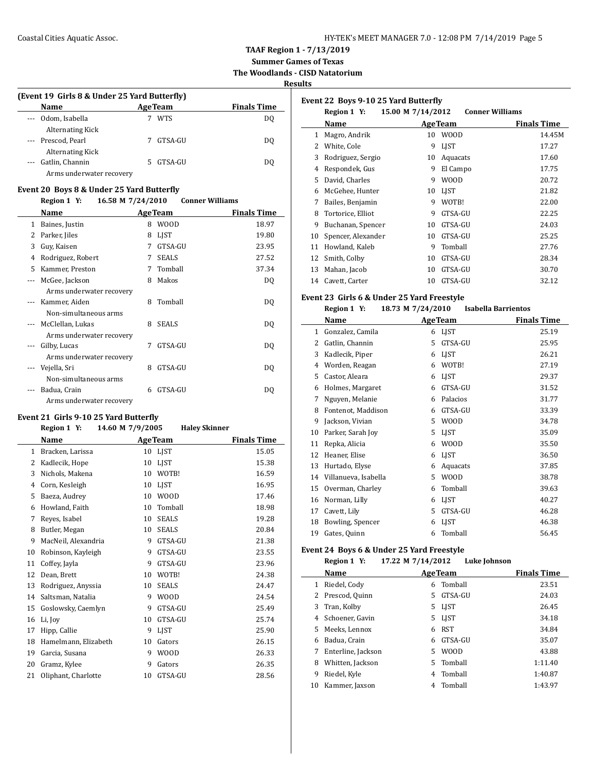**TAAF Region 1 - 7/13/2019**
**Summer Games of Texas**
**The Woodlands - CISD Natatorium**
**Results**

### (Event 19 Girls 8 & Under 25 Yard Butterfly)

| | Name | Age | Team | Finals Time |
|---|---|---|---|---|
| --- | Odom, Isabella | 7 | WTS | DQ |
| | Alternating Kick | | | |
| --- | Prescod, Pearl | 7 | GTSA-GU | DQ |
| | Alternating Kick | | | |
| --- | Gatlin, Channin | 5 | GTSA-GU | DQ |
| | Arms underwater recovery | | | |

### Event 20 Boys 8 & Under 25 Yard Butterfly

**Region 1 Y: 16.58 M 7/24/2010 Conner Williams**

| | Name | Age | Team | Finals Time |
|---|---|---|---|---|
| 1 | Baines, Justin | 8 | WOOD | 18.97 |
| 2 | Parker, Jiles | 8 | LJST | 19.80 |
| 3 | Guy, Kaisen | 7 | GTSA-GU | 23.95 |
| 4 | Rodriguez, Robert | 7 | SEALS | 27.52 |
| 5 | Kammer, Preston | 7 | Tomball | 37.34 |
| --- | McGee, Jackson | 8 | Makos | DQ |
| | Arms underwater recovery | | | |
| --- | Kammer, Aiden | 8 | Tomball | DQ |
| | Non-simultaneous arms | | | |
| --- | McClellan, Lukas | 8 | SEALS | DQ |
| | Arms underwater recovery | | | |
| --- | Gilby, Lucas | 7 | GTSA-GU | DQ |
| | Arms underwater recovery | | | |
| --- | Vejella, Sri | 8 | GTSA-GU | DQ |
| | Non-simultaneous arms | | | |
| --- | Badua, Crain | 6 | GTSA-GU | DQ |
| | Arms underwater recovery | | | |

### Event 21 Girls 9-10 25 Yard Butterfly

**Region 1 Y: 14.60 M 7/9/2005 Haley Skinner**

| | Name | Age | Team | Finals Time |
|---|---|---|---|---|
| 1 | Bracken, Larissa | 10 | LJST | 15.05 |
| 2 | Kadlecik, Hope | 10 | LJST | 15.38 |
| 3 | Nichols, Makena | 10 | WOTB! | 16.59 |
| 4 | Corn, Kesleigh | 10 | LJST | 16.95 |
| 5 | Baeza, Audrey | 10 | WOOD | 17.46 |
| 6 | Howland, Faith | 10 | Tomball | 18.98 |
| 7 | Reyes, Isabel | 10 | SEALS | 19.28 |
| 8 | Butler, Megan | 10 | SEALS | 20.84 |
| 9 | MacNeil, Alexandria | 9 | GTSA-GU | 21.38 |
| 10 | Robinson, Kayleigh | 9 | GTSA-GU | 23.55 |
| 11 | Coffey, Jayla | 9 | GTSA-GU | 23.96 |
| 12 | Dean, Brett | 10 | WOTB! | 24.38 |
| 13 | Rodriguez, Anyssia | 10 | SEALS | 24.47 |
| 14 | Saltsman, Natalia | 9 | WOOD | 24.54 |
| 15 | Goslowsky, Caemlyn | 9 | GTSA-GU | 25.49 |
| 16 | Li, Joy | 10 | GTSA-GU | 25.74 |
| 17 | Hipp, Callie | 9 | LJST | 25.90 |
| 18 | Hamelmann, Elizabeth | 10 | Gators | 26.15 |
| 19 | Garcia, Susana | 9 | WOOD | 26.33 |
| 20 | Gramz, Kylee | 9 | Gators | 26.35 |
| 21 | Oliphant, Charlotte | 10 | GTSA-GU | 28.56 |

### Event 22 Boys 9-10 25 Yard Butterfly

**Region 1 Y: 15.00 M 7/14/2012 Conner Williams**

| | Name | Age | Team | Finals Time |
|---|---|---|---|---|
| 1 | Magro, Andrik | 10 | WOOD | 14.45M |
| 2 | White, Cole | 9 | LJST | 17.27 |
| 3 | Rodriguez, Sergio | 10 | Aquacats | 17.60 |
| 4 | Respondek, Gus | 9 | El Campo | 17.75 |
| 5 | David, Charles | 9 | WOOD | 20.72 |
| 6 | McGehee, Hunter | 10 | LJST | 21.82 |
| 7 | Bailes, Benjamin | 9 | WOTB! | 22.00 |
| 8 | Tortorice, Elliot | 9 | GTSA-GU | 22.25 |
| 9 | Buchanan, Spencer | 10 | GTSA-GU | 24.03 |
| 10 | Spencer, Alexander | 10 | GTSA-GU | 25.25 |
| 11 | Howland, Kaleb | 9 | Tomball | 27.76 |
| 12 | Smith, Colby | 10 | GTSA-GU | 28.34 |
| 13 | Mahan, Jacob | 10 | GTSA-GU | 30.70 |
| 14 | Cavett, Carter | 10 | GTSA-GU | 32.12 |

### Event 23 Girls 6 & Under 25 Yard Freestyle

**Region 1 Y: 18.73 M 7/24/2010 Isabella Barrientos**

| | Name | Age | Team | Finals Time |
|---|---|---|---|---|
| 1 | Gonzalez, Camila | 6 | LJST | 25.19 |
| 2 | Gatlin, Channin | 5 | GTSA-GU | 25.95 |
| 3 | Kadlecik, Piper | 6 | LJST | 26.21 |
| 4 | Worden, Reagan | 6 | WOTB! | 27.19 |
| 5 | Castor, Aleara | 6 | LJST | 29.37 |
| 6 | Holmes, Margaret | 6 | GTSA-GU | 31.52 |
| 7 | Nguyen, Melanie | 6 | Palacios | 31.77 |
| 8 | Fontenot, Maddison | 6 | GTSA-GU | 33.39 |
| 9 | Jackson, Vivian | 5 | WOOD | 34.78 |
| 10 | Parker, Sarah Joy | 5 | LJST | 35.09 |
| 11 | Repka, Alicia | 6 | WOOD | 35.50 |
| 12 | Heaner, Elise | 6 | LJST | 36.50 |
| 13 | Hurtado, Elyse | 6 | Aquacats | 37.85 |
| 14 | Villanueva, Isabella | 5 | WOOD | 38.78 |
| 15 | Overman, Charley | 6 | Tomball | 39.63 |
| 16 | Norman, Lilly | 6 | LJST | 40.27 |
| 17 | Cavett, Lily | 5 | GTSA-GU | 46.28 |
| 18 | Bowling, Spencer | 6 | LJST | 46.38 |
| 19 | Gates, Quinn | 6 | Tomball | 56.45 |

### Event 24 Boys 6 & Under 25 Yard Freestyle

**Region 1 Y: 17.22 M 7/14/2012 Luke Johnson**

| | Name | Age | Team | Finals Time |
|---|---|---|---|---|
| 1 | Riedel, Cody | 6 | Tomball | 23.51 |
| 2 | Prescod, Quinn | 5 | GTSA-GU | 24.03 |
| 3 | Tran, Kolby | 5 | LJST | 26.45 |
| 4 | Schoener, Gavin | 5 | LJST | 34.18 |
| 5 | Meeks, Lennox | 6 | RST | 34.84 |
| 6 | Badua, Crain | 6 | GTSA-GU | 35.07 |
| 7 | Enterline, Jackson | 5 | WOOD | 43.88 |
| 8 | Whitten, Jackson | 5 | Tomball | 1:11.40 |
| 9 | Riedel, Kyle | 4 | Tomball | 1:40.87 |
| 10 | Kammer, Jaxson | 4 | Tomball | 1:43.97 |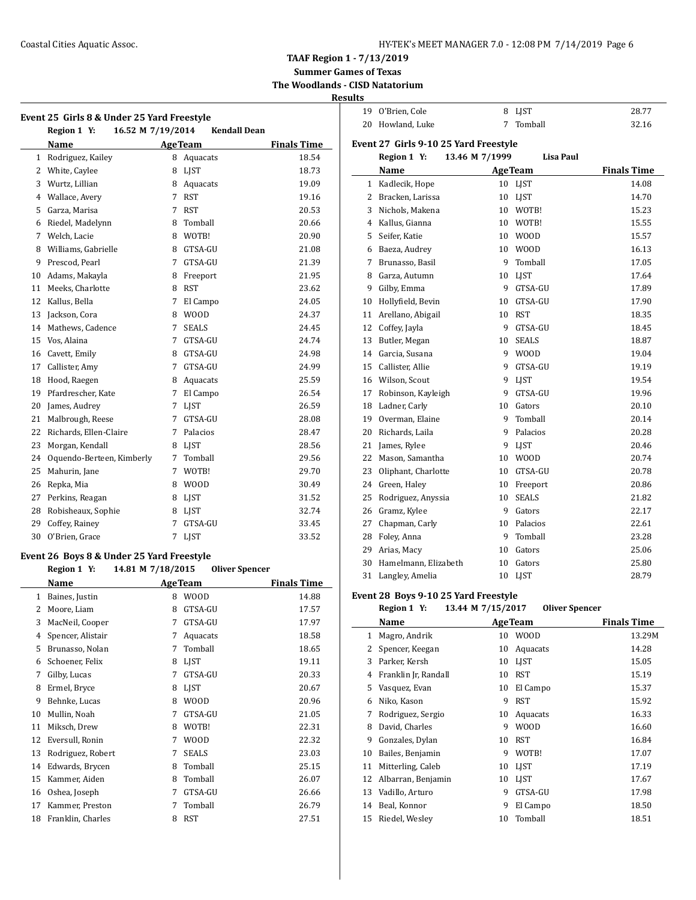**TAAF Region 1 - 7/13/2019**
**Summer Games of Texas**
**The Woodlands - CISD Natatorium**
**Results**

### Event 25 Girls 8 & Under 25 Yard Freestyle

**Region 1 Y: 16.52 M 7/19/2014 Kendall Dean**

| | Name | Age | Team | Finals Time |
|---|---|---|---|---|
| 1 | Rodriguez, Kailey | 8 | Aquacats | 18.54 |
| 2 | White, Caylee | 8 | LJST | 18.73 |
| 3 | Wurtz, Lillian | 8 | Aquacats | 19.09 |
| 4 | Wallace, Avery | 7 | RST | 19.16 |
| 5 | Garza, Marisa | 7 | RST | 20.53 |
| 6 | Riedel, Madelynn | 8 | Tomball | 20.66 |
| 7 | Welch, Lacie | 8 | WOTB! | 20.90 |
| 8 | Williams, Gabrielle | 8 | GTSA-GU | 21.08 |
| 9 | Prescod, Pearl | 7 | GTSA-GU | 21.39 |
| 10 | Adams, Makayla | 8 | Freeport | 21.95 |
| 11 | Meeks, Charlotte | 8 | RST | 23.62 |
| 12 | Kallus, Bella | 7 | El Campo | 24.05 |
| 13 | Jackson, Cora | 8 | WOOD | 24.37 |
| 14 | Mathews, Cadence | 7 | SEALS | 24.45 |
| 15 | Vos, Alaina | 7 | GTSA-GU | 24.74 |
| 16 | Cavett, Emily | 8 | GTSA-GU | 24.98 |
| 17 | Callister, Amy | 7 | GTSA-GU | 24.99 |
| 18 | Hood, Raegen | 8 | Aquacats | 25.59 |
| 19 | Pfardrescher, Kate | 7 | El Campo | 26.54 |
| 20 | James, Audrey | 7 | LJST | 26.59 |
| 21 | Malbrough, Reese | 7 | GTSA-GU | 28.08 |
| 22 | Richards, Ellen-Claire | 7 | Palacios | 28.47 |
| 23 | Morgan, Kendall | 8 | LJST | 28.56 |
| 24 | Oquendo-Berteen, Kimberly | 7 | Tomball | 29.56 |
| 25 | Mahurin, Jane | 7 | WOTB! | 29.70 |
| 26 | Repka, Mia | 8 | WOOD | 30.49 |
| 27 | Perkins, Reagan | 8 | LJST | 31.52 |
| 28 | Robisheaux, Sophie | 8 | LJST | 32.74 |
| 29 | Coffey, Rainey | 7 | GTSA-GU | 33.45 |
| 30 | O'Brien, Grace | 7 | LJST | 33.52 |

### Event 26 Boys 8 & Under 25 Yard Freestyle

**Region 1 Y: 14.81 M 7/18/2015 Oliver Spencer**

| | Name | Age | Team | Finals Time |
|---|---|---|---|---|
| 1 | Baines, Justin | 8 | WOOD | 14.88 |
| 2 | Moore, Liam | 8 | GTSA-GU | 17.57 |
| 3 | MacNeil, Cooper | 7 | GTSA-GU | 17.97 |
| 4 | Spencer, Alistair | 7 | Aquacats | 18.58 |
| 5 | Brunasso, Nolan | 7 | Tomball | 18.65 |
| 6 | Schoener, Felix | 8 | LJST | 19.11 |
| 7 | Gilby, Lucas | 7 | GTSA-GU | 20.33 |
| 8 | Ermel, Bryce | 8 | LJST | 20.67 |
| 9 | Behnke, Lucas | 8 | WOOD | 20.96 |
| 10 | Mullin, Noah | 7 | GTSA-GU | 21.05 |
| 11 | Miksch, Drew | 8 | WOTB! | 22.31 |
| 12 | Eversull, Ronin | 7 | WOOD | 22.32 |
| 13 | Rodriguez, Robert | 7 | SEALS | 23.03 |
| 14 | Edwards, Brycen | 8 | Tomball | 25.15 |
| 15 | Kammer, Aiden | 8 | Tomball | 26.07 |
| 16 | Oshea, Joseph | 7 | GTSA-GU | 26.66 |
| 17 | Kammer, Preston | 7 | Tomball | 26.79 |
| 18 | Franklin, Charles | 8 | RST | 27.51 |
| 19 | O'Brien, Cole | 8 | LJST | 28.77 |
| 20 | Howland, Luke | 7 | Tomball | 32.16 |

### Event 27 Girls 9-10 25 Yard Freestyle

**Region 1 Y: 13.46 M 7/1999 Lisa Paul**

| | Name | Age | Team | Finals Time |
|---|---|---|---|---|
| 1 | Kadlecik, Hope | 10 | LJST | 14.08 |
| 2 | Bracken, Larissa | 10 | LJST | 14.70 |
| 3 | Nichols, Makena | 10 | WOTB! | 15.23 |
| 4 | Kallus, Gianna | 10 | WOTB! | 15.55 |
| 5 | Seifer, Katie | 10 | WOOD | 15.57 |
| 6 | Baeza, Audrey | 10 | WOOD | 16.13 |
| 7 | Brunasso, Basil | 9 | Tomball | 17.05 |
| 8 | Garza, Autumn | 10 | LJST | 17.64 |
| 9 | Gilby, Emma | 9 | GTSA-GU | 17.89 |
| 10 | Hollyfield, Bevin | 10 | GTSA-GU | 17.90 |
| 11 | Arellano, Abigail | 10 | RST | 18.35 |
| 12 | Coffey, Jayla | 9 | GTSA-GU | 18.45 |
| 13 | Butler, Megan | 10 | SEALS | 18.87 |
| 14 | Garcia, Susana | 9 | WOOD | 19.04 |
| 15 | Callister, Allie | 9 | GTSA-GU | 19.19 |
| 16 | Wilson, Scout | 9 | LJST | 19.54 |
| 17 | Robinson, Kayleigh | 9 | GTSA-GU | 19.96 |
| 18 | Ladner, Carly | 10 | Gators | 20.10 |
| 19 | Overman, Elaine | 9 | Tomball | 20.14 |
| 20 | Richards, Laila | 9 | Palacios | 20.28 |
| 21 | James, Rylee | 9 | LJST | 20.46 |
| 22 | Mason, Samantha | 10 | WOOD | 20.74 |
| 23 | Oliphant, Charlotte | 10 | GTSA-GU | 20.78 |
| 24 | Green, Haley | 10 | Freeport | 20.86 |
| 25 | Rodriguez, Anyssia | 10 | SEALS | 21.82 |
| 26 | Gramz, Kylee | 9 | Gators | 22.17 |
| 27 | Chapman, Carly | 10 | Palacios | 22.61 |
| 28 | Foley, Anna | 9 | Tomball | 23.28 |
| 29 | Arias, Macy | 10 | Gators | 25.06 |
| 30 | Hamelmann, Elizabeth | 10 | Gators | 25.80 |
| 31 | Langley, Amelia | 10 | LJST | 28.79 |

### Event 28 Boys 9-10 25 Yard Freestyle

**Region 1 Y: 13.44 M 7/15/2017 Oliver Spencer**

| | Name | Age | Team | Finals Time |
|---|---|---|---|---|
| 1 | Magro, Andrik | 10 | WOOD | 13.29M |
| 2 | Spencer, Keegan | 10 | Aquacats | 14.28 |
| 3 | Parker, Kersh | 10 | LJST | 15.05 |
| 4 | Franklin Jr, Randall | 10 | RST | 15.19 |
| 5 | Vasquez, Evan | 10 | El Campo | 15.37 |
| 6 | Niko, Kason | 9 | RST | 15.92 |
| 7 | Rodriguez, Sergio | 10 | Aquacats | 16.33 |
| 8 | David, Charles | 9 | WOOD | 16.60 |
| 9 | Gonzales, Dylan | 10 | RST | 16.84 |
| 10 | Bailes, Benjamin | 9 | WOTB! | 17.07 |
| 11 | Mitterling, Caleb | 10 | LJST | 17.19 |
| 12 | Albarran, Benjamin | 10 | LJST | 17.67 |
| 13 | Vadillo, Arturo | 9 | GTSA-GU | 17.98 |
| 14 | Beal, Konnor | 9 | El Campo | 18.50 |
| 15 | Riedel, Wesley | 10 | Tomball | 18.51 |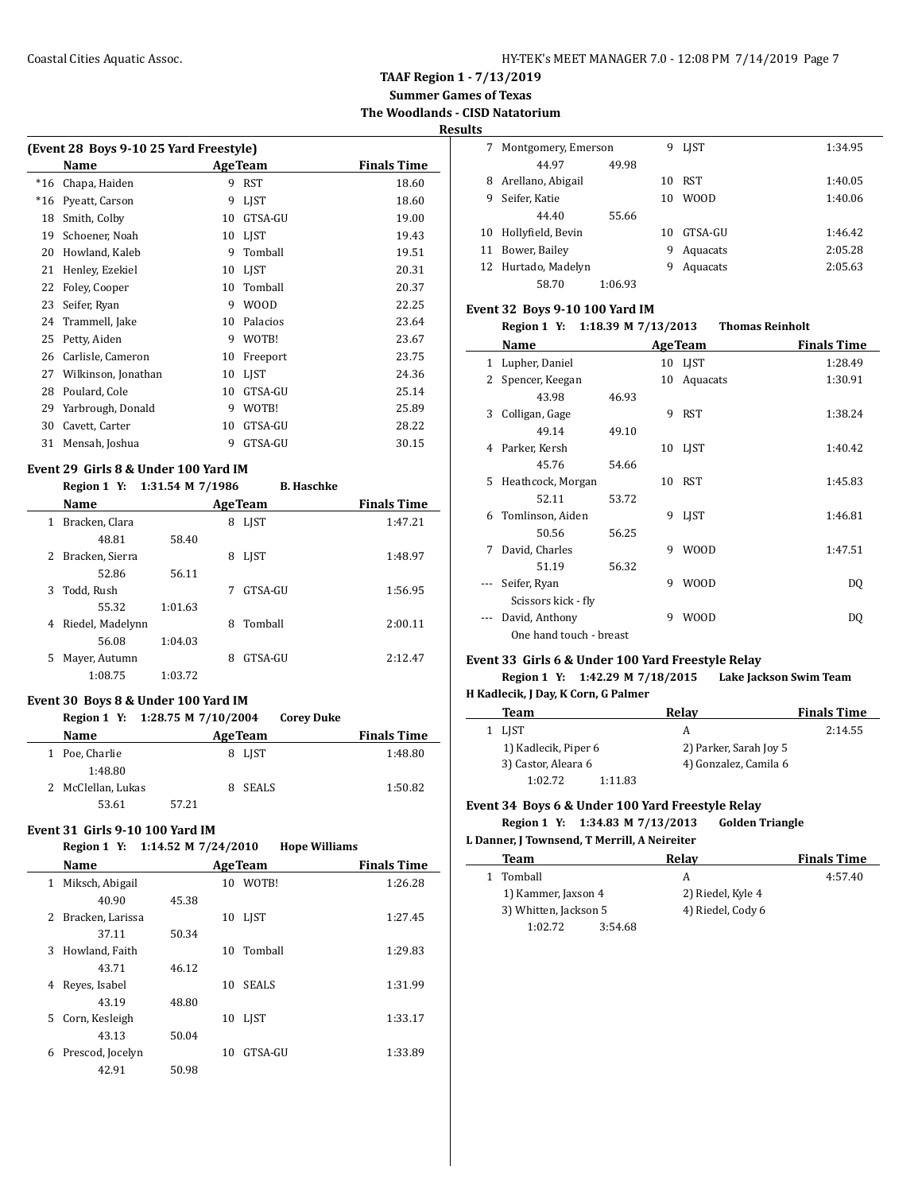**TAAF Region 1 - 7/13/2019**
**Summer Games of Texas**
**The Woodlands - CISD Natatorium**
**Results**

### (Event 28 Boys 9-10 25 Yard Freestyle)

| | Name | Age | Team | Finals Time |
|---|---|---|---|---|
| *16 | Chapa, Haiden | 9 | RST | 18.60 |
| *16 | Pyeatt, Carson | 9 | LJST | 18.60 |
| 18 | Smith, Colby | 10 | GTSA-GU | 19.00 |
| 19 | Schoener, Noah | 10 | LJST | 19.43 |
| 20 | Howland, Kaleb | 9 | Tomball | 19.51 |
| 21 | Henley, Ezekiel | 10 | LJST | 20.31 |
| 22 | Foley, Cooper | 10 | Tomball | 20.37 |
| 23 | Seifer, Ryan | 9 | WOOD | 22.25 |
| 24 | Trammell, Jake | 10 | Palacios | 23.64 |
| 25 | Petty, Aiden | 9 | WOTB! | 23.67 |
| 26 | Carlisle, Cameron | 10 | Freeport | 23.75 |
| 27 | Wilkinson, Jonathan | 10 | LJST | 24.36 |
| 28 | Poulard, Cole | 10 | GTSA-GU | 25.14 |
| 29 | Yarbrough, Donald | 9 | WOTB! | 25.89 |
| 30 | Cavett, Carter | 10 | GTSA-GU | 28.22 |
| 31 | Mensah, Joshua | 9 | GTSA-GU | 30.15 |

### Event 29 Girls 8 & Under 100 Yard IM

**Region 1 Y: 1:31.54 M 7/1986 B. Haschke**

| | Name | Age | Team | Finals Time |
|---|---|---|---|---|
| 1 | Bracken, Clara | 8 | LJST | 1:47.21 |
| | 48.81 58.40 | | | |
| 2 | Bracken, Sierra | 8 | LJST | 1:48.97 |
| | 52.86 56.11 | | | |
| 3 | Todd, Rush | 7 | GTSA-GU | 1:56.95 |
| | 55.32 1:01.63 | | | |
| 4 | Riedel, Madelynn | 8 | Tomball | 2:00.11 |
| | 56.08 1:04.03 | | | |
| 5 | Mayer, Autumn | 8 | GTSA-GU | 2:12.47 |
| | 1:08.75 1:03.72 | | | |

### Event 30 Boys 8 & Under 100 Yard IM

**Region 1 Y: 1:28.75 M 7/10/2004 Corey Duke**

| | Name | Age | Team | Finals Time |
|---|---|---|---|---|
| 1 | Poe, Charlie | 8 | LJST | 1:48.80 |
| | 1:48.80 | | | |
| 2 | McClellan, Lukas | 8 | SEALS | 1:50.82 |
| | 53.61 57.21 | | | |

### Event 31 Girls 9-10 100 Yard IM

**Region 1 Y: 1:14.52 M 7/24/2010 Hope Williams**

| | Name | Age | Team | Finals Time |
|---|---|---|---|---|
| 1 | Miksch, Abigail | 10 | WOTB! | 1:26.28 |
| | 40.90 45.38 | | | |
| 2 | Bracken, Larissa | 10 | LJST | 1:27.45 |
| | 37.11 50.34 | | | |
| 3 | Howland, Faith | 10 | Tomball | 1:29.83 |
| | 43.71 46.12 | | | |
| 4 | Reyes, Isabel | 10 | SEALS | 1:31.99 |
| | 43.19 48.80 | | | |
| 5 | Corn, Kesleigh | 10 | LJST | 1:33.17 |
| | 43.13 50.04 | | | |
| 6 | Prescod, Jocelyn | 10 | GTSA-GU | 1:33.89 |
| | 42.91 50.98 | | | |
| 7 | Montgomery, Emerson | 9 | LJST | 1:34.95 |
| | 44.97 49.98 | | | |
| 8 | Arellano, Abigail | 10 | RST | 1:40.05 |
| 9 | Seifer, Katie | 10 | WOOD | 1:40.06 |
| | 44.40 55.66 | | | |
| 10 | Hollyfield, Bevin | 10 | GTSA-GU | 1:46.42 |
| 11 | Bower, Bailey | 9 | Aquacats | 2:05.28 |
| 12 | Hurtado, Madelyn | 9 | Aquacats | 2:05.63 |
| | 58.70 1:06.93 | | | |

### Event 32 Boys 9-10 100 Yard IM

**Region 1 Y: 1:18.39 M 7/13/2013 Thomas Reinholt**

| | Name | Age | Team | Finals Time |
|---|---|---|---|---|
| 1 | Lupher, Daniel | 10 | LJST | 1:28.49 |
| 2 | Spencer, Keegan | 10 | Aquacats | 1:30.91 |
| | 43.98 46.93 | | | |
| 3 | Colligan, Gage | 9 | RST | 1:38.24 |
| | 49.14 49.10 | | | |
| 4 | Parker, Kersh | 10 | LJST | 1:40.42 |
| | 45.76 54.66 | | | |
| 5 | Heathcock, Morgan | 10 | RST | 1:45.83 |
| | 52.11 53.72 | | | |
| 6 | Tomlinson, Aiden | 9 | LJST | 1:46.81 |
| | 50.56 56.25 | | | |
| 7 | David, Charles | 9 | WOOD | 1:47.51 |
| | 51.19 56.32 | | | |
| --- | Seifer, Ryan | 9 | WOOD | DQ |
| | Scissors kick - fly | | | |
| --- | David, Anthony | 9 | WOOD | DQ |
| | One hand touch - breast | | | |

### Event 33 Girls 6 & Under 100 Yard Freestyle Relay

**Region 1 Y: 1:42.29 M 7/18/2015 Lake Jackson Swim Team**
**H Kadlecik, J Day, K Corn, G Palmer**

| | Team | Relay | Finals Time |
|---|---|---|---|
| 1 | LJST | A | 2:14.55 |
| | 1) Kadlecik, Piper 6 | 2) Parker, Sarah Joy 5 | |
| | 3) Castor, Aleara 6 | 4) Gonzalez, Camila 6 | |
| | 1:02.72 1:11.83 | | |

### Event 34 Boys 6 & Under 100 Yard Freestyle Relay

**Region 1 Y: 1:34.83 M 7/13/2013 Golden Triangle**
**L Danner, J Townsend, T Merrill, A Neireiter**

| | Team | Relay | Finals Time |
|---|---|---|---|
| 1 | Tomball | A | 4:57.40 |
| | 1) Kammer, Jaxson 4 | 2) Riedel, Kyle 4 | |
| | 3) Whitten, Jackson 5 | 4) Riedel, Cody 6 | |
| | 1:02.72 3:54.68 | | |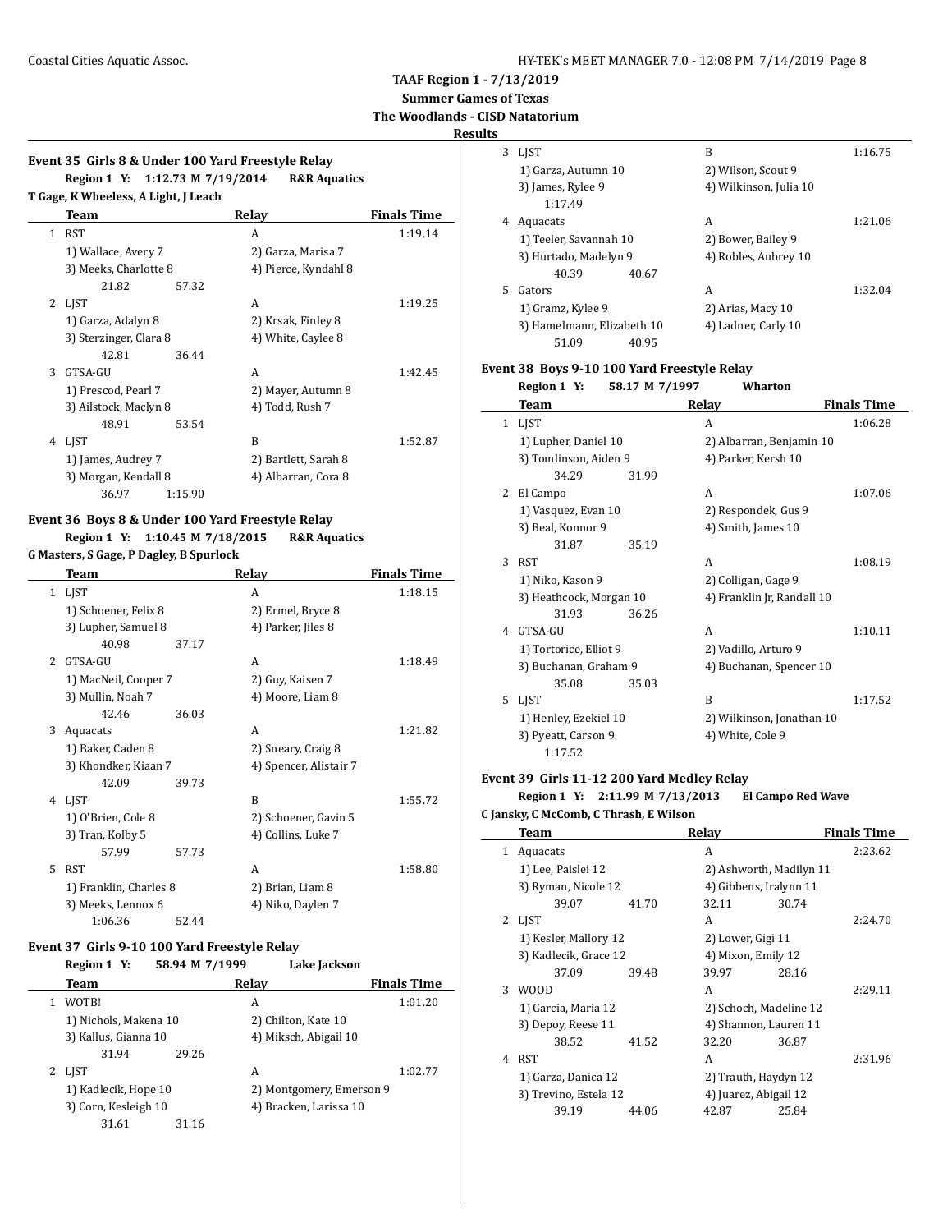**TAAF Region 1 - 7/13/2019**
**Summer Games of Texas**
**The Woodlands - CISD Natatorium**
**Results**

### Event 35 Girls 8 & Under 100 Yard Freestyle Relay

**Region 1 Y: 1:12.73 M 7/19/2014 R&R Aquatics**
**T Gage, K Wheeless, A Light, J Leach**

| | Team | Relay | Finals Time |
|---|---|---|---|
| 1 | RST | A | 1:19.14 |
| | 1) Wallace, Avery 7 | 2) Garza, Marisa 7 | |
| | 3) Meeks, Charlotte 8 | 4) Pierce, Kyndahl 8 | |
| | 21.82 57.32 | | |
| 2 | LJST | A | 1:19.25 |
| | 1) Garza, Adalyn 8 | 2) Krsak, Finley 8 | |
| | 3) Sterzinger, Clara 8 | 4) White, Caylee 8 | |
| | 42.81 36.44 | | |
| 3 | GTSA-GU | A | 1:42.45 |
| | 1) Prescod, Pearl 7 | 2) Mayer, Autumn 8 | |
| | 3) Ailstock, Maclyn 8 | 4) Todd, Rush 7 | |
| | 48.91 53.54 | | |
| 4 | LJST | B | 1:52.87 |
| | 1) James, Audrey 7 | 2) Bartlett, Sarah 8 | |
| | 3) Morgan, Kendall 8 | 4) Albarran, Cora 8 | |
| | 36.97 1:15.90 | | |

### Event 36 Boys 8 & Under 100 Yard Freestyle Relay

**Region 1 Y: 1:10.45 M 7/18/2015 R&R Aquatics**
**G Masters, S Gage, P Dagley, B Spurlock**

| | Team | Relay | Finals Time |
|---|---|---|---|
| 1 | LJST | A | 1:18.15 |
| | 1) Schoener, Felix 8 | 2) Ermel, Bryce 8 | |
| | 3) Lupher, Samuel 8 | 4) Parker, Jiles 8 | |
| | 40.98 37.17 | | |
| 2 | GTSA-GU | A | 1:18.49 |
| | 1) MacNeil, Cooper 7 | 2) Guy, Kaisen 7 | |
| | 3) Mullin, Noah 7 | 4) Moore, Liam 8 | |
| | 42.46 36.03 | | |
| 3 | Aquacats | A | 1:21.82 |
| | 1) Baker, Caden 8 | 2) Sneary, Craig 8 | |
| | 3) Khondker, Kiaan 7 | 4) Spencer, Alistair 7 | |
| | 42.09 39.73 | | |
| 4 | LJST | B | 1:55.72 |
| | 1) O'Brien, Cole 8 | 2) Schoener, Gavin 5 | |
| | 3) Tran, Kolby 5 | 4) Collins, Luke 7 | |
| | 57.99 57.73 | | |
| 5 | RST | A | 1:58.80 |
| | 1) Franklin, Charles 8 | 2) Brian, Liam 8 | |
| | 3) Meeks, Lennox 6 | 4) Niko, Daylen 7 | |
| | 1:06.36 52.44 | | |

### Event 37 Girls 9-10 100 Yard Freestyle Relay

**Region 1 Y: 58.94 M 7/1999 Lake Jackson**

| | Team | Relay | Finals Time |
|---|---|---|---|
| 1 | WOTB! | A | 1:01.20 |
| | 1) Nichols, Makena 10 | 2) Chilton, Kate 10 | |
| | 3) Kallus, Gianna 10 | 4) Miksch, Abigail 10 | |
| | 31.94 29.26 | | |
| 2 | LJST | A | 1:02.77 |
| | 1) Kadlecik, Hope 10 | 2) Montgomery, Emerson 9 | |
| | 3) Corn, Kesleigh 10 | 4) Bracken, Larissa 10 | |
| | 31.61 31.16 | | |
| 3 | LJST | B | 1:16.75 |
| | 1) Garza, Autumn 10 | 2) Wilson, Scout 9 | |
| | 3) James, Rylee 9 | 4) Wilkinson, Julia 10 | |
| | 1:17.49 | | |
| 4 | Aquacats | A | 1:21.06 |
| | 1) Teeler, Savannah 10 | 2) Bower, Bailey 9 | |
| | 3) Hurtado, Madelyn 9 | 4) Robles, Aubrey 10 | |
| | 40.39 40.67 | | |
| 5 | Gators | A | 1:32.04 |
| | 1) Gramz, Kylee 9 | 2) Arias, Macy 10 | |
| | 3) Hamelmann, Elizabeth 10 | 4) Ladner, Carly 10 | |
| | 51.09 40.95 | | |

### Event 38 Boys 9-10 100 Yard Freestyle Relay

**Region 1 Y: 58.17 M 7/1997 Wharton**

| | Team | Relay | Finals Time |
|---|---|---|---|
| 1 | LJST | A | 1:06.28 |
| | 1) Lupher, Daniel 10 | 2) Albarran, Benjamin 10 | |
| | 3) Tomlinson, Aiden 9 | 4) Parker, Kersh 10 | |
| | 34.29 31.99 | | |
| 2 | El Campo | A | 1:07.06 |
| | 1) Vasquez, Evan 10 | 2) Respondek, Gus 9 | |
| | 3) Beal, Konnor 9 | 4) Smith, James 10 | |
| | 31.87 35.19 | | |
| 3 | RST | A | 1:08.19 |
| | 1) Niko, Kason 9 | 2) Colligan, Gage 9 | |
| | 3) Heathcock, Morgan 10 | 4) Franklin Jr, Randall 10 | |
| | 31.93 36.26 | | |
| 4 | GTSA-GU | A | 1:10.11 |
| | 1) Tortorice, Elliot 9 | 2) Vadillo, Arturo 9 | |
| | 3) Buchanan, Graham 9 | 4) Buchanan, Spencer 10 | |
| | 35.08 35.03 | | |
| 5 | LJST | B | 1:17.52 |
| | 1) Henley, Ezekiel 10 | 2) Wilkinson, Jonathan 10 | |
| | 3) Pyeatt, Carson 9 | 4) White, Cole 9 | |
| | 1:17.52 | | |

### Event 39 Girls 11-12 200 Yard Medley Relay

**Region 1 Y: 2:11.99 M 7/13/2013 El Campo Red Wave**
**C Jansky, C McComb, C Thrash, E Wilson**

| | Team | Relay | Finals Time |
|---|---|---|---|
| 1 | Aquacats | A | 2:23.62 |
| | 1) Lee, Paislei 12 | 2) Ashworth, Madilyn 11 | |
| | 3) Ryman, Nicole 12 | 4) Gibbens, Iralynn 11 | |
| | 39.07 41.70 | 32.11 30.74 | |
| 2 | LJST | A | 2:24.70 |
| | 1) Kesler, Mallory 12 | 2) Lower, Gigi 11 | |
| | 3) Kadlecik, Grace 12 | 4) Mixon, Emily 12 | |
| | 37.09 39.48 | 39.97 28.16 | |
| 3 | WOOD | A | 2:29.11 |
| | 1) Garcia, Maria 12 | 2) Schoch, Madeline 12 | |
| | 3) Depoy, Reese 11 | 4) Shannon, Lauren 11 | |
| | 38.52 41.52 | 32.20 36.87 | |
| 4 | RST | A | 2:31.96 |
| | 1) Garza, Danica 12 | 2) Trauth, Haydyn 12 | |
| | 3) Trevino, Estela 12 | 4) Juarez, Abigail 12 | |
| | 39.19 44.06 | 42.87 25.84 | |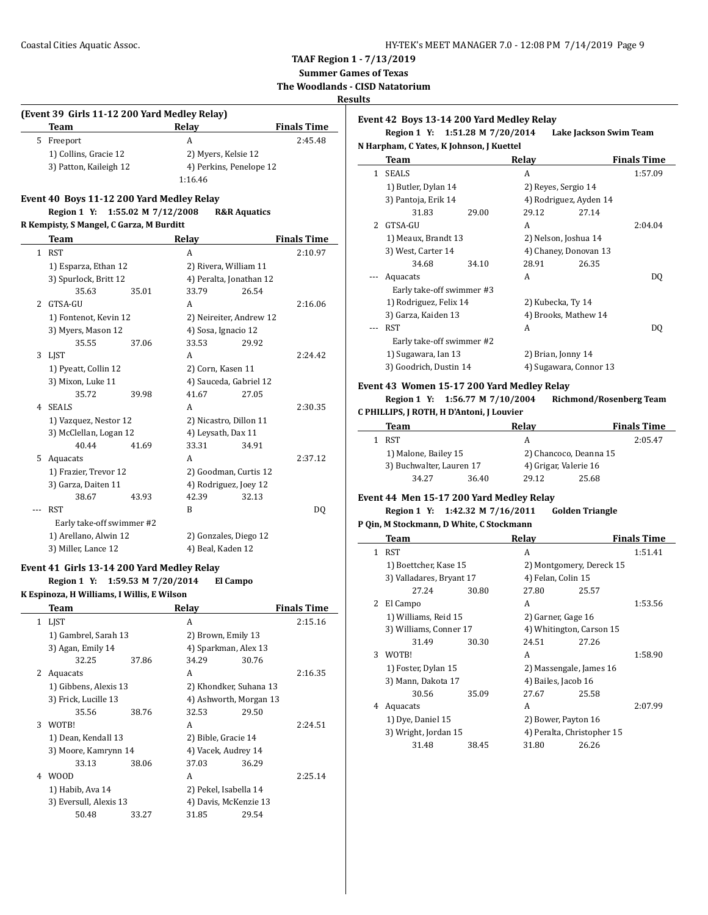## TAAF Region 1 - 7/13/2019

**Summer Games of Texas**

**The Woodlands - CISD Natatorium**

**Results**

### (Event 39 Girls 11-12 200 Yard Medley Relay)

| | Team | Relay | Finals Time |
|---|---|---|---|
| 5 | Freeport | A | 2:45.48 |
| | 1) Collins, Gracie 12 | 2) Myers, Kelsie 12 | |
| | 3) Patton, Kaileigh 12 | 4) Perkins, Penelope 12 | |
| | | 1:16.46 | |

### Event 40 Boys 11-12 200 Yard Medley Relay

**Region 1 Y: 1:55.02 M 7/12/2008 R&R Aquatics**

**R Kempisty, S Mangel, C Garza, M Burditt**

| | Team | Relay | Finals Time |
|---|---|---|---|
| 1 | RST | A | 2:10.97 |
| | 1) Esparza, Ethan 12 | 2) Rivera, William 11 | |
| | 3) Spurlock, Britt 12 | 4) Peralta, Jonathan 12 | |
| | 35.63 35.01 | 33.79 26.54 | |
| 2 | GTSA-GU | A | 2:16.06 |
| | 1) Fontenot, Kevin 12 | 2) Neireiter, Andrew 12 | |
| | 3) Myers, Mason 12 | 4) Sosa, Ignacio 12 | |
| | 35.55 37.06 | 33.53 29.92 | |
| 3 | LJST | A | 2:24.42 |
| | 1) Pyeatt, Collin 12 | 2) Corn, Kasen 11 | |
| | 3) Mixon, Luke 11 | 4) Sauceda, Gabriel 12 | |
| | 35.72 39.98 | 41.67 27.05 | |
| 4 | SEALS | A | 2:30.35 |
| | 1) Vazquez, Nestor 12 | 2) Nicastro, Dillon 11 | |
| | 3) McClellan, Logan 12 | 4) Leysath, Dax 11 | |
| | 40.44 41.69 | 33.31 34.91 | |
| 5 | Aquacats | A | 2:37.12 |
| | 1) Frazier, Trevor 12 | 2) Goodman, Curtis 12 | |
| | 3) Garza, Daiten 11 | 4) Rodriguez, Joey 12 | |
| | 38.67 43.93 | 42.39 32.13 | |
| --- | RST | B | DQ |
| | Early take-off swimmer #2 | | |
| | 1) Arellano, Alwin 12 | 2) Gonzales, Diego 12 | |
| | 3) Miller, Lance 12 | 4) Beal, Kaden 12 | |

### Event 41 Girls 13-14 200 Yard Medley Relay

**Region 1 Y: 1:59.53 M 7/20/2014 El Campo**

**K Espinoza, H Williams, I Willis, E Wilson**

| | Team | Relay | Finals Time |
|---|---|---|---|
| 1 | LJST | A | 2:15.16 |
| | 1) Gambrel, Sarah 13 | 2) Brown, Emily 13 | |
| | 3) Agan, Emily 14 | 4) Sparkman, Alex 13 | |
| | 32.25 37.86 | 34.29 30.76 | |
| 2 | Aquacats | A | 2:16.35 |
| | 1) Gibbens, Alexis 13 | 2) Khondker, Suhana 13 | |
| | 3) Frick, Lucille 13 | 4) Ashworth, Morgan 13 | |
| | 35.56 38.76 | 32.53 29.50 | |
| 3 | WOTB! | A | 2:24.51 |
| | 1) Dean, Kendall 13 | 2) Bible, Gracie 14 | |
| | 3) Moore, Kamrynn 14 | 4) Vacek, Audrey 14 | |
| | 33.13 38.06 | 37.03 36.29 | |
| 4 | WOOD | A | 2:25.14 |
| | 1) Habib, Ava 14 | 2) Pekel, Isabella 14 | |
| | 3) Eversull, Alexis 13 | 4) Davis, McKenzie 13 | |
| | 50.48 33.27 | 31.85 29.54 | |

### Event 42 Boys 13-14 200 Yard Medley Relay

**Region 1 Y: 1:51.28 M 7/20/2014 Lake Jackson Swim Team**

**N Harpham, C Yates, K Johnson, J Kuettel**

| | Team | Relay | Finals Time |
|---|---|---|---|
| 1 | SEALS | A | 1:57.09 |
| | 1) Butler, Dylan 14 | 2) Reyes, Sergio 14 | |
| | 3) Pantoja, Erik 14 | 4) Rodriguez, Ayden 14 | |
| | 31.83 29.00 | 29.12 27.14 | |
| 2 | GTSA-GU | A | 2:04.04 |
| | 1) Meaux, Brandt 13 | 2) Nelson, Joshua 14 | |
| | 3) West, Carter 14 | 4) Chaney, Donovan 13 | |
| | 34.68 34.10 | 28.91 26.35 | |
| --- | Aquacats | A | DQ |
| | Early take-off swimmer #3 | | |
| | 1) Rodriguez, Felix 14 | 2) Kubecka, Ty 14 | |
| | 3) Garza, Kaiden 13 | 4) Brooks, Mathew 14 | |
| --- | RST | A | DQ |
| | Early take-off swimmer #2 | | |
| | 1) Sugawara, Ian 13 | 2) Brian, Jonny 14 | |
| | 3) Goodrich, Dustin 14 | 4) Sugawara, Connor 13 | |

### Event 43 Women 15-17 200 Yard Medley Relay

**Region 1 Y: 1:56.77 M 7/10/2004 Richmond/Rosenberg Team**

**C PHILLIPS, J ROTH, H D'Antoni, J Louvier**

| | Team | Relay | Finals Time |
|---|---|---|---|
| 1 | RST | A | 2:05.47 |
| | 1) Malone, Bailey 15 | 2) Chancoco, Deanna 15 | |
| | 3) Buchwalter, Lauren 17 | 4) Grigar, Valerie 16 | |
| | 34.27 36.40 | 29.12 25.68 | |

### Event 44 Men 15-17 200 Yard Medley Relay

**Region 1 Y: 1:42.32 M 7/16/2011 Golden Triangle**

**P Qin, M Stockmann, D White, C Stockmann**

| | Team | Relay | Finals Time |
|---|---|---|---|
| 1 | RST | A | 1:51.41 |
| | 1) Boettcher, Kase 15 | 2) Montgomery, Dereck 15 | |
| | 3) Valladares, Bryant 17 | 4) Felan, Colin 15 | |
| | 27.24 30.80 | 27.80 25.57 | |
| 2 | El Campo | A | 1:53.56 |
| | 1) Williams, Reid 15 | 2) Garner, Gage 16 | |
| | 3) Williams, Conner 17 | 4) Whitington, Carson 15 | |
| | 31.49 30.30 | 24.51 27.26 | |
| 3 | WOTB! | A | 1:58.90 |
| | 1) Foster, Dylan 15 | 2) Massengale, James 16 | |
| | 3) Mann, Dakota 17 | 4) Bailes, Jacob 16 | |
| | 30.56 35.09 | 27.67 25.58 | |
| 4 | Aquacats | A | 2:07.99 |
| | 1) Dye, Daniel 15 | 2) Bower, Payton 16 | |
| | 3) Wright, Jordan 15 | 4) Peralta, Christopher 15 | |
| | 31.48 38.45 | 31.80 26.26 | |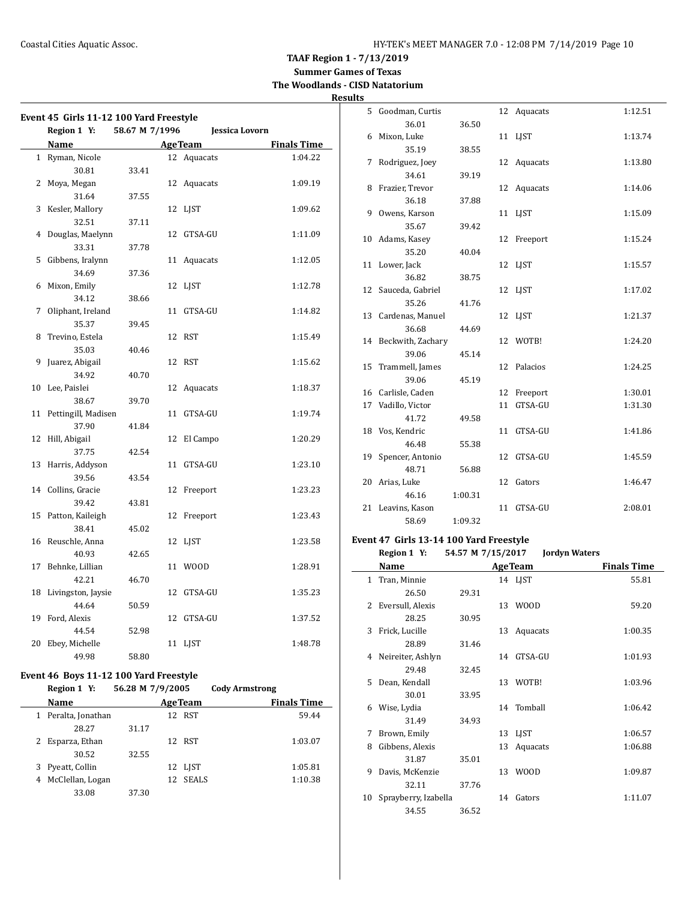**TAAF Region 1 - 7/13/2019**
**Summer Games of Texas**
**The Woodlands - CISD Natatorium**
**Results**

### Event 45 Girls 11-12 100 Yard Freestyle

Region 1 Y: 58.67 M 7/1996 Jessica Lovorn

| | Name | Age | Team | Finals Time |
|---|---|---|---|---|
| 1 | Ryman, Nicole | 12 | Aquacats | 1:04.22 |
| | 30.81 33.41 | | | |
| 2 | Moya, Megan | 12 | Aquacats | 1:09.19 |
| | 31.64 37.55 | | | |
| 3 | Kesler, Mallory | 12 | LJST | 1:09.62 |
| | 32.51 37.11 | | | |
| 4 | Douglas, Maelynn | 12 | GTSA-GU | 1:11.09 |
| | 33.31 37.78 | | | |
| 5 | Gibbens, Iralynn | 11 | Aquacats | 1:12.05 |
| | 34.69 37.36 | | | |
| 6 | Mixon, Emily | 12 | LJST | 1:12.78 |
| | 34.12 38.66 | | | |
| 7 | Oliphant, Ireland | 11 | GTSA-GU | 1:14.82 |
| | 35.37 39.45 | | | |
| 8 | Trevino, Estela | 12 | RST | 1:15.49 |
| | 35.03 40.46 | | | |
| 9 | Juarez, Abigail | 12 | RST | 1:15.62 |
| | 34.92 40.70 | | | |
| 10 | Lee, Paislei | 12 | Aquacats | 1:18.37 |
| | 38.67 39.70 | | | |
| 11 | Pettingill, Madisen | 11 | GTSA-GU | 1:19.74 |
| | 37.90 41.84 | | | |
| 12 | Hill, Abigail | 12 | El Campo | 1:20.29 |
| | 37.75 42.54 | | | |
| 13 | Harris, Addyson | 11 | GTSA-GU | 1:23.10 |
| | 39.56 43.54 | | | |
| 14 | Collins, Gracie | 12 | Freeport | 1:23.23 |
| | 39.42 43.81 | | | |
| 15 | Patton, Kaileigh | 12 | Freeport | 1:23.43 |
| | 38.41 45.02 | | | |
| 16 | Reuschle, Anna | 12 | LJST | 1:23.58 |
| | 40.93 42.65 | | | |
| 17 | Behnke, Lillian | 11 | WOOD | 1:28.91 |
| | 42.21 46.70 | | | |
| 18 | Livingston, Jaysie | 12 | GTSA-GU | 1:35.23 |
| | 44.64 50.59 | | | |
| 19 | Ford, Alexis | 12 | GTSA-GU | 1:37.52 |
| | 44.54 52.98 | | | |
| 20 | Ebey, Michelle | 11 | LJST | 1:48.78 |
| | 49.98 58.80 | | | |

### Event 46 Boys 11-12 100 Yard Freestyle

Region 1 Y: 56.28 M 7/9/2005 Cody Armstrong

| | Name | Age | Team | Finals Time |
|---|---|---|---|---|
| 1 | Peralta, Jonathan | 12 | RST | 59.44 |
| | 28.27 31.17 | | | |
| 2 | Esparza, Ethan | 12 | RST | 1:03.07 |
| | 30.52 32.55 | | | |
| 3 | Pyeatt, Collin | 12 | LJST | 1:05.81 |
| 4 | McClellan, Logan | 12 | SEALS | 1:10.38 |
| | 33.08 37.30 | | | |
| 5 | Goodman, Curtis | 12 | Aquacats | 1:12.51 |
| | 36.01 36.50 | | | |
| 6 | Mixon, Luke | 11 | LJST | 1:13.74 |
| | 35.19 38.55 | | | |
| 7 | Rodriguez, Joey | 12 | Aquacats | 1:13.80 |
| | 34.61 39.19 | | | |
| 8 | Frazier, Trevor | 12 | Aquacats | 1:14.06 |
| | 36.18 37.88 | | | |
| 9 | Owens, Karson | 11 | LJST | 1:15.09 |
| | 35.67 39.42 | | | |
| 10 | Adams, Kasey | 12 | Freeport | 1:15.24 |
| | 35.20 40.04 | | | |
| 11 | Lower, Jack | 12 | LJST | 1:15.57 |
| | 36.82 38.75 | | | |
| 12 | Sauceda, Gabriel | 12 | LJST | 1:17.02 |
| | 35.26 41.76 | | | |
| 13 | Cardenas, Manuel | 12 | LJST | 1:21.37 |
| | 36.68 44.69 | | | |
| 14 | Beckwith, Zachary | 12 | WOTB! | 1:24.20 |
| | 39.06 45.14 | | | |
| 15 | Trammell, James | 12 | Palacios | 1:24.25 |
| | 39.06 45.19 | | | |
| 16 | Carlisle, Caden | 12 | Freeport | 1:30.01 |
| 17 | Vadillo, Victor | 11 | GTSA-GU | 1:31.30 |
| | 41.72 49.58 | | | |
| 18 | Vos, Kendric | 11 | GTSA-GU | 1:41.86 |
| | 46.48 55.38 | | | |
| 19 | Spencer, Antonio | 12 | GTSA-GU | 1:45.59 |
| | 48.71 56.88 | | | |
| 20 | Arias, Luke | 12 | Gators | 1:46.47 |
| | 46.16 1:00.31 | | | |
| 21 | Leavins, Kason | 11 | GTSA-GU | 2:08.01 |
| | 58.69 1:09.32 | | | |

### Event 47 Girls 13-14 100 Yard Freestyle

Region 1 Y: 54.57 M 7/15/2017 Jordyn Waters

| | Name | Age | Team | Finals Time |
|---|---|---|---|---|
| 1 | Tran, Minnie | 14 | LJST | 55.81 |
| | 26.50 29.31 | | | |
| 2 | Eversull, Alexis | 13 | WOOD | 59.20 |
| | 28.25 30.95 | | | |
| 3 | Frick, Lucille | 13 | Aquacats | 1:00.35 |
| | 28.89 31.46 | | | |
| 4 | Neireiter, Ashlyn | 14 | GTSA-GU | 1:01.93 |
| | 29.48 32.45 | | | |
| 5 | Dean, Kendall | 13 | WOTB! | 1:03.96 |
| | 30.01 33.95 | | | |
| 6 | Wise, Lydia | 14 | Tomball | 1:06.42 |
| | 31.49 34.93 | | | |
| 7 | Brown, Emily | 13 | LJST | 1:06.57 |
| 8 | Gibbens, Alexis | 13 | Aquacats | 1:06.88 |
| | 31.87 35.01 | | | |
| 9 | Davis, McKenzie | 13 | WOOD | 1:09.87 |
| | 32.11 37.76 | | | |
| 10 | Sprayberry, Izabella | 14 | Gators | 1:11.07 |
| | 34.55 36.52 | | | |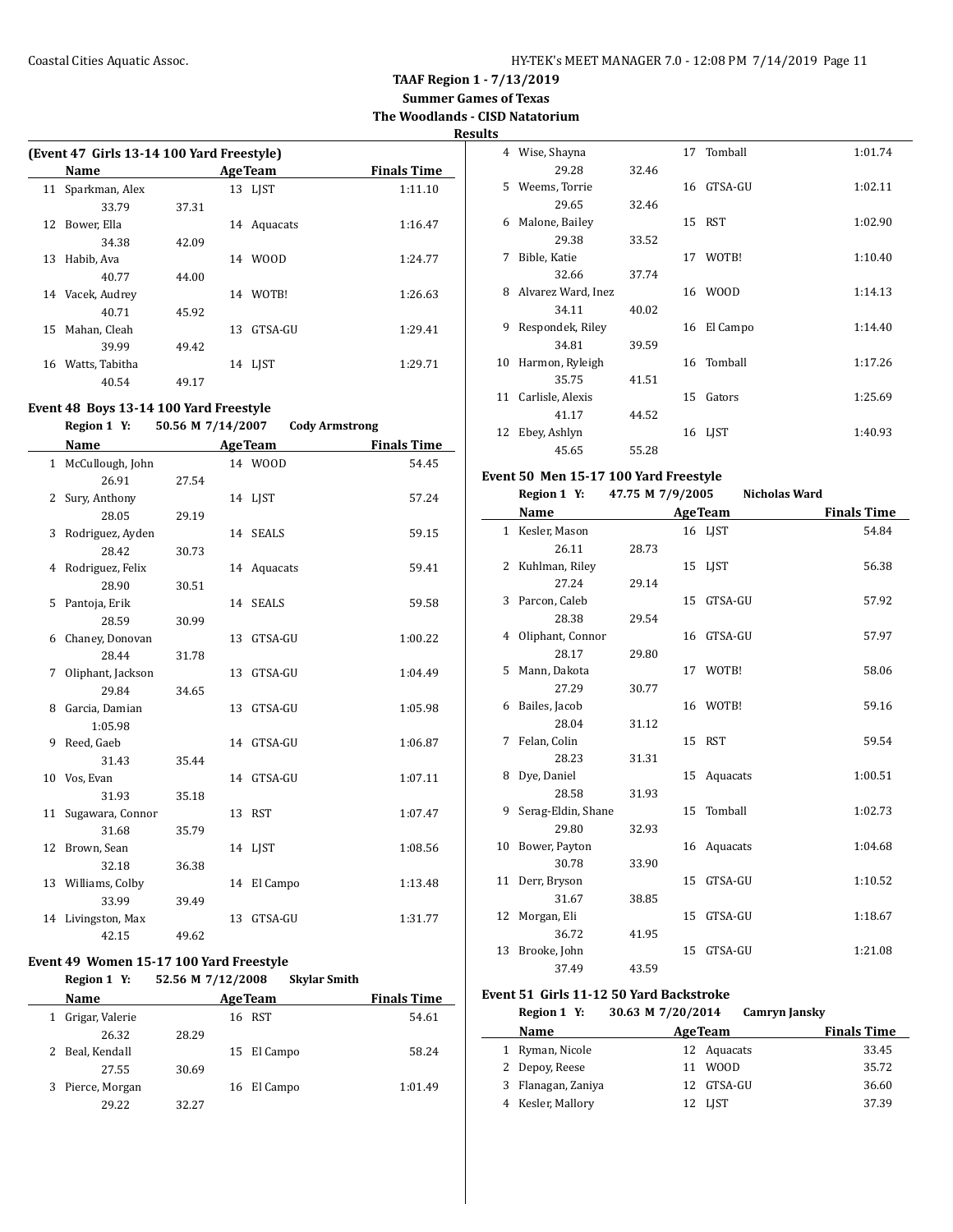TAAF Region 1 - 7/13/2019
Summer Games of Texas
The Woodlands - CISD Natatorium
Results

### (Event 47 Girls 13-14 100 Yard Freestyle)

| | Name | | Age | Team | Finals Time |
|---|---|---|---|---|---|
| 11 | Sparkman, Alex | | 13 | LJST | 1:11.10 |
| | 33.79 | 37.31 | | | |
| 12 | Bower, Ella | | 14 | Aquacats | 1:16.47 |
| | 34.38 | 42.09 | | | |
| 13 | Habib, Ava | | 14 | WOOD | 1:24.77 |
| | 40.77 | 44.00 | | | |
| 14 | Vacek, Audrey | | 14 | WOTB! | 1:26.63 |
| | 40.71 | 45.92 | | | |
| 15 | Mahan, Cleah | | 13 | GTSA-GU | 1:29.41 |
| | 39.99 | 49.42 | | | |
| 16 | Watts, Tabitha | | 14 | LJST | 1:29.71 |
| | 40.54 | 49.17 | | | |

### Event 48 Boys 13-14 100 Yard Freestyle

Region 1 Y: 50.56 M 7/14/2007 Cody Armstrong

| | Name | | Age | Team | Finals Time |
|---|---|---|---|---|---|
| 1 | McCullough, John | | 14 | WOOD | 54.45 |
| | 26.91 | 27.54 | | | |
| 2 | Sury, Anthony | | 14 | LJST | 57.24 |
| | 28.05 | 29.19 | | | |
| 3 | Rodriguez, Ayden | | 14 | SEALS | 59.15 |
| | 28.42 | 30.73 | | | |
| 4 | Rodriguez, Felix | | 14 | Aquacats | 59.41 |
| | 28.90 | 30.51 | | | |
| 5 | Pantoja, Erik | | 14 | SEALS | 59.58 |
| | 28.59 | 30.99 | | | |
| 6 | Chaney, Donovan | | 13 | GTSA-GU | 1:00.22 |
| | 28.44 | 31.78 | | | |
| 7 | Oliphant, Jackson | | 13 | GTSA-GU | 1:04.49 |
| | 29.84 | 34.65 | | | |
| 8 | Garcia, Damian | | 13 | GTSA-GU | 1:05.98 |
| | 1:05.98 | | | | |
| 9 | Reed, Gaeb | | 14 | GTSA-GU | 1:06.87 |
| | 31.43 | 35.44 | | | |
| 10 | Vos, Evan | | 14 | GTSA-GU | 1:07.11 |
| | 31.93 | 35.18 | | | |
| 11 | Sugawara, Connor | | 13 | RST | 1:07.47 |
| | 31.68 | 35.79 | | | |
| 12 | Brown, Sean | | 14 | LJST | 1:08.56 |
| | 32.18 | 36.38 | | | |
| 13 | Williams, Colby | | 14 | El Campo | 1:13.48 |
| | 33.99 | 39.49 | | | |
| 14 | Livingston, Max | | 13 | GTSA-GU | 1:31.77 |
| | 42.15 | 49.62 | | | |

### Event 49 Women 15-17 100 Yard Freestyle

Region 1 Y: 52.56 M 7/12/2008 Skylar Smith

| | Name | | Age | Team | Finals Time |
|---|---|---|---|---|---|
| 1 | Grigar, Valerie | | 16 | RST | 54.61 |
| | 26.32 | 28.29 | | | |
| 2 | Beal, Kendall | | 15 | El Campo | 58.24 |
| | 27.55 | 30.69 | | | |
| 3 | Pierce, Morgan | | 16 | El Campo | 1:01.49 |
| | 29.22 | 32.27 | | | |
| 4 | Wise, Shayna | | 17 | Tomball | 1:01.74 |
| | 29.28 | 32.46 | | | |
| 5 | Weems, Torrie | | 16 | GTSA-GU | 1:02.11 |
| | 29.65 | 32.46 | | | |
| 6 | Malone, Bailey | | 15 | RST | 1:02.90 |
| | 29.38 | 33.52 | | | |
| 7 | Bible, Katie | | 17 | WOTB! | 1:10.40 |
| | 32.66 | 37.74 | | | |
| 8 | Alvarez Ward, Inez | | 16 | WOOD | 1:14.13 |
| | 34.11 | 40.02 | | | |
| 9 | Respondek, Riley | | 16 | El Campo | 1:14.40 |
| | 34.81 | 39.59 | | | |
| 10 | Harmon, Ryleigh | | 16 | Tomball | 1:17.26 |
| | 35.75 | 41.51 | | | |
| 11 | Carlisle, Alexis | | 15 | Gators | 1:25.69 |
| | 41.17 | 44.52 | | | |
| 12 | Ebey, Ashlyn | | 16 | LJST | 1:40.93 |
| | 45.65 | 55.28 | | | |

### Event 50 Men 15-17 100 Yard Freestyle

Region 1 Y: 47.75 M 7/9/2005 Nicholas Ward

| | Name | | Age | Team | Finals Time |
|---|---|---|---|---|---|
| 1 | Kesler, Mason | | 16 | LJST | 54.84 |
| | 26.11 | 28.73 | | | |
| 2 | Kuhlman, Riley | | 15 | LJST | 56.38 |
| | 27.24 | 29.14 | | | |
| 3 | Parcon, Caleb | | 15 | GTSA-GU | 57.92 |
| | 28.38 | 29.54 | | | |
| 4 | Oliphant, Connor | | 16 | GTSA-GU | 57.97 |
| | 28.17 | 29.80 | | | |
| 5 | Mann, Dakota | | 17 | WOTB! | 58.06 |
| | 27.29 | 30.77 | | | |
| 6 | Bailes, Jacob | | 16 | WOTB! | 59.16 |
| | 28.04 | 31.12 | | | |
| 7 | Felan, Colin | | 15 | RST | 59.54 |
| | 28.23 | 31.31 | | | |
| 8 | Dye, Daniel | | 15 | Aquacats | 1:00.51 |
| | 28.58 | 31.93 | | | |
| 9 | Serag-Eldin, Shane | | 15 | Tomball | 1:02.73 |
| | 29.80 | 32.93 | | | |
| 10 | Bower, Payton | | 16 | Aquacats | 1:04.68 |
| | 30.78 | 33.90 | | | |
| 11 | Derr, Bryson | | 15 | GTSA-GU | 1:10.52 |
| | 31.67 | 38.85 | | | |
| 12 | Morgan, Eli | | 15 | GTSA-GU | 1:18.67 |
| | 36.72 | 41.95 | | | |
| 13 | Brooke, John | | 15 | GTSA-GU | 1:21.08 |
| | 37.49 | 43.59 | | | |

### Event 51 Girls 11-12 50 Yard Backstroke

Region 1 Y: 30.63 M 7/20/2014 Camryn Jansky

| | Name | Age | Team | Finals Time |
|---|---|---|---|---|
| 1 | Ryman, Nicole | 12 | Aquacats | 33.45 |
| 2 | Depoy, Reese | 11 | WOOD | 35.72 |
| 3 | Flanagan, Zaniya | 12 | GTSA-GU | 36.60 |
| 4 | Kesler, Mallory | 12 | LJST | 37.39 |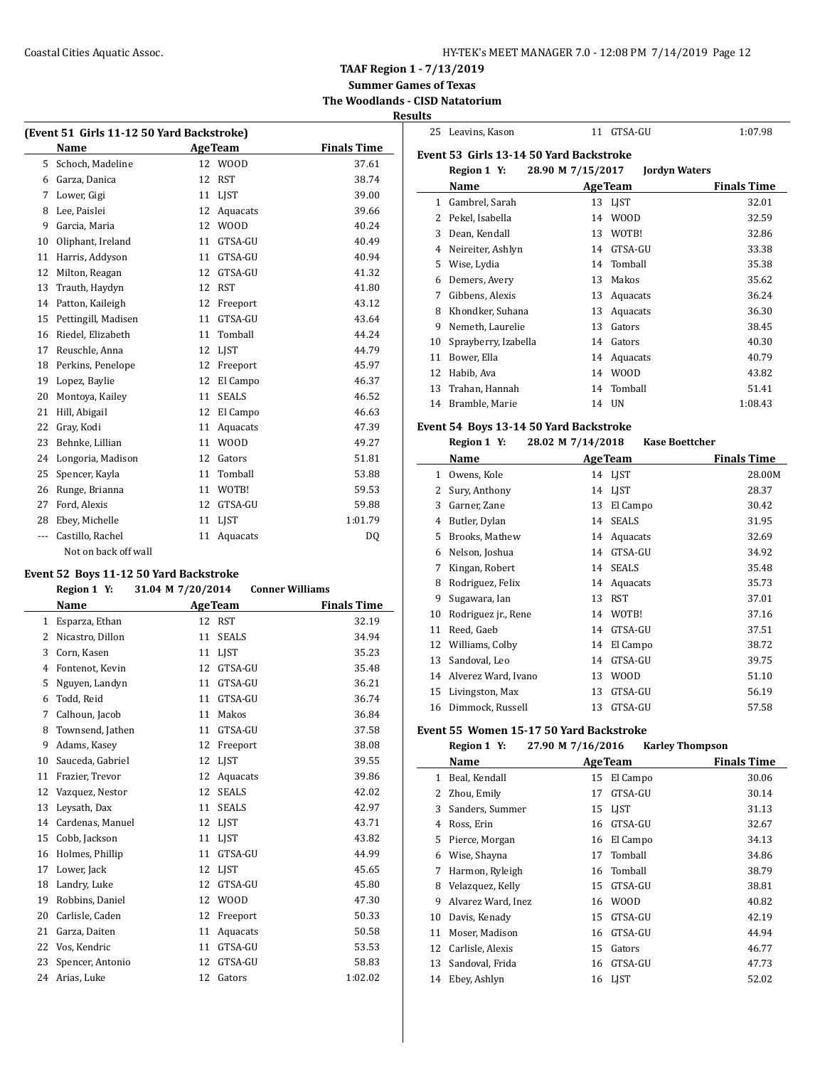## TAAF Region 1 - 7/13/2019
## Summer Games of Texas
## The Woodlands - CISD Natatorium
## Results

### (Event 51 Girls 11-12 50 Yard Backstroke)

| | Name | Age | Team | Finals Time |
|---|---|---|---|---|
| 5 | Schoch, Madeline | 12 | WOOD | 37.61 |
| 6 | Garza, Danica | 12 | RST | 38.74 |
| 7 | Lower, Gigi | 11 | LJST | 39.00 |
| 8 | Lee, Paislei | 12 | Aquacats | 39.66 |
| 9 | Garcia, Maria | 12 | WOOD | 40.24 |
| 10 | Oliphant, Ireland | 11 | GTSA-GU | 40.49 |
| 11 | Harris, Addyson | 11 | GTSA-GU | 40.94 |
| 12 | Milton, Reagan | 12 | GTSA-GU | 41.32 |
| 13 | Trauth, Haydyn | 12 | RST | 41.80 |
| 14 | Patton, Kaileigh | 12 | Freeport | 43.12 |
| 15 | Pettingill, Madisen | 11 | GTSA-GU | 43.64 |
| 16 | Riedel, Elizabeth | 11 | Tomball | 44.24 |
| 17 | Reuschle, Anna | 12 | LJST | 44.79 |
| 18 | Perkins, Penelope | 12 | Freeport | 45.97 |
| 19 | Lopez, Baylie | 12 | El Campo | 46.37 |
| 20 | Montoya, Kailey | 11 | SEALS | 46.52 |
| 21 | Hill, Abigail | 12 | El Campo | 46.63 |
| 22 | Gray, Kodi | 11 | Aquacats | 47.39 |
| 23 | Behnke, Lillian | 11 | WOOD | 49.27 |
| 24 | Longoria, Madison | 12 | Gators | 51.81 |
| 25 | Spencer, Kayla | 11 | Tomball | 53.88 |
| 26 | Runge, Brianna | 11 | WOTB! | 59.53 |
| 27 | Ford, Alexis | 12 | GTSA-GU | 59.88 |
| 28 | Ebey, Michelle | 11 | LJST | 1:01.79 |
| --- | Castillo, Rachel | 11 | Aquacats | DQ |

Not on back off wall

### Event 52 Boys 11-12 50 Yard Backstroke

Region 1 Y: 31.04 M 7/20/2014 Conner Williams

| | Name | Age | Team | Finals Time |
|---|---|---|---|---|
| 1 | Esparza, Ethan | 12 | RST | 32.19 |
| 2 | Nicastro, Dillon | 11 | SEALS | 34.94 |
| 3 | Corn, Kasen | 11 | LJST | 35.23 |
| 4 | Fontenot, Kevin | 12 | GTSA-GU | 35.48 |
| 5 | Nguyen, Landyn | 11 | GTSA-GU | 36.21 |
| 6 | Todd, Reid | 11 | GTSA-GU | 36.74 |
| 7 | Calhoun, Jacob | 11 | Makos | 36.84 |
| 8 | Townsend, Jathen | 11 | GTSA-GU | 37.58 |
| 9 | Adams, Kasey | 12 | Freeport | 38.08 |
| 10 | Sauceda, Gabriel | 12 | LJST | 39.55 |
| 11 | Frazier, Trevor | 12 | Aquacats | 39.86 |
| 12 | Vazquez, Nestor | 12 | SEALS | 42.02 |
| 13 | Leysath, Dax | 11 | SEALS | 42.97 |
| 14 | Cardenas, Manuel | 12 | LJST | 43.71 |
| 15 | Cobb, Jackson | 11 | LJST | 43.82 |
| 16 | Holmes, Phillip | 11 | GTSA-GU | 44.99 |
| 17 | Lower, Jack | 12 | LJST | 45.65 |
| 18 | Landry, Luke | 12 | GTSA-GU | 45.80 |
| 19 | Robbins, Daniel | 12 | WOOD | 47.30 |
| 20 | Carlisle, Caden | 12 | Freeport | 50.33 |
| 21 | Garza, Daiten | 11 | Aquacats | 50.58 |
| 22 | Vos, Kendric | 11 | GTSA-GU | 53.53 |
| 23 | Spencer, Antonio | 12 | GTSA-GU | 58.83 |
| 24 | Arias, Luke | 12 | Gators | 1:02.02 |
| 25 | Leavins, Kason | 11 | GTSA-GU | 1:07.98 |

### Event 53 Girls 13-14 50 Yard Backstroke

Region 1 Y: 28.90 M 7/15/2017 Jordyn Waters

| | Name | Age | Team | Finals Time |
|---|---|---|---|---|
| 1 | Gambrel, Sarah | 13 | LJST | 32.01 |
| 2 | Pekel, Isabella | 14 | WOOD | 32.59 |
| 3 | Dean, Kendall | 13 | WOTB! | 32.86 |
| 4 | Neireiter, Ashlyn | 14 | GTSA-GU | 33.38 |
| 5 | Wise, Lydia | 14 | Tomball | 35.38 |
| 6 | Demers, Avery | 13 | Makos | 35.62 |
| 7 | Gibbens, Alexis | 13 | Aquacats | 36.24 |
| 8 | Khondker, Suhana | 13 | Aquacats | 36.30 |
| 9 | Nemeth, Laurelie | 13 | Gators | 38.45 |
| 10 | Sprayberry, Izabella | 14 | Gators | 40.30 |
| 11 | Bower, Ella | 14 | Aquacats | 40.79 |
| 12 | Habib, Ava | 14 | WOOD | 43.82 |
| 13 | Trahan, Hannah | 14 | Tomball | 51.41 |
| 14 | Bramble, Marie | 14 | UN | 1:08.43 |

### Event 54 Boys 13-14 50 Yard Backstroke

Region 1 Y: 28.02 M 7/14/2018 Kase Boettcher

| | Name | Age | Team | Finals Time |
|---|---|---|---|---|
| 1 | Owens, Kole | 14 | LJST | 28.00M |
| 2 | Sury, Anthony | 14 | LJST | 28.37 |
| 3 | Garner, Zane | 13 | El Campo | 30.42 |
| 4 | Butler, Dylan | 14 | SEALS | 31.95 |
| 5 | Brooks, Mathew | 14 | Aquacats | 32.69 |
| 6 | Nelson, Joshua | 14 | GTSA-GU | 34.92 |
| 7 | Kingan, Robert | 14 | SEALS | 35.48 |
| 8 | Rodriguez, Felix | 14 | Aquacats | 35.73 |
| 9 | Sugawara, Ian | 13 | RST | 37.01 |
| 10 | Rodriguez jr., Rene | 14 | WOTB! | 37.16 |
| 11 | Reed, Gaeb | 14 | GTSA-GU | 37.51 |
| 12 | Williams, Colby | 14 | El Campo | 38.72 |
| 13 | Sandoval, Leo | 14 | GTSA-GU | 39.75 |
| 14 | Alverez Ward, Ivano | 13 | WOOD | 51.10 |
| 15 | Livingston, Max | 13 | GTSA-GU | 56.19 |
| 16 | Dimmock, Russell | 13 | GTSA-GU | 57.58 |

### Event 55 Women 15-17 50 Yard Backstroke

Region 1 Y: 27.90 M 7/16/2016 Karley Thompson

| | Name | Age | Team | Finals Time |
|---|---|---|---|---|
| 1 | Beal, Kendall | 15 | El Campo | 30.06 |
| 2 | Zhou, Emily | 17 | GTSA-GU | 30.14 |
| 3 | Sanders, Summer | 15 | LJST | 31.13 |
| 4 | Ross, Erin | 16 | GTSA-GU | 32.67 |
| 5 | Pierce, Morgan | 16 | El Campo | 34.13 |
| 6 | Wise, Shayna | 17 | Tomball | 34.86 |
| 7 | Harmon, Ryleigh | 16 | Tomball | 38.79 |
| 8 | Velazquez, Kelly | 15 | GTSA-GU | 38.81 |
| 9 | Alvarez Ward, Inez | 16 | WOOD | 40.82 |
| 10 | Davis, Kenady | 15 | GTSA-GU | 42.19 |
| 11 | Moser, Madison | 16 | GTSA-GU | 44.94 |
| 12 | Carlisle, Alexis | 15 | Gators | 46.77 |
| 13 | Sandoval, Frida | 16 | GTSA-GU | 47.73 |
| 14 | Ebey, Ashlyn | 16 | LJST | 52.02 |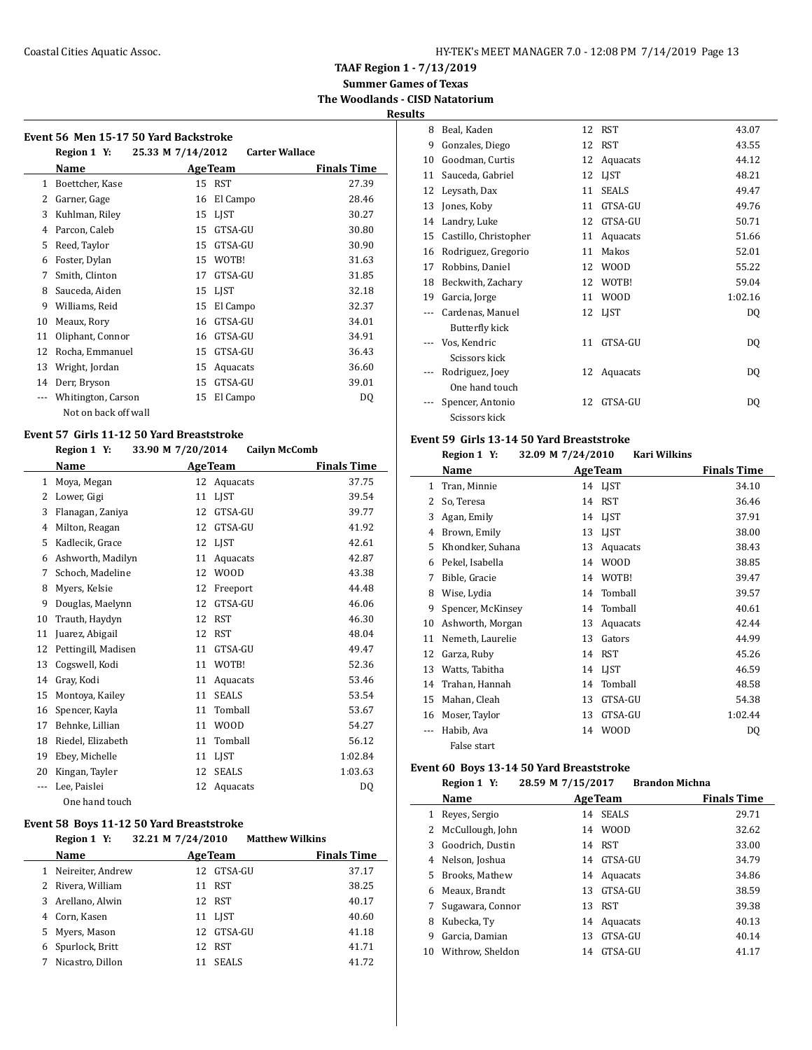**TAAF Region 1 - 7/13/2019**
**Summer Games of Texas**
**The Woodlands - CISD Natatorium**
**Results**

### Event 56 Men 15-17 50 Yard Backstroke

Region 1 Y: 25.33 M 7/14/2012 Carter Wallace

| | Name | Age | Team | Finals Time |
|---|---|---|---|---|
| 1 | Boettcher, Kase | 15 | RST | 27.39 |
| 2 | Garner, Gage | 16 | El Campo | 28.46 |
| 3 | Kuhlman, Riley | 15 | LJST | 30.27 |
| 4 | Parcon, Caleb | 15 | GTSA-GU | 30.80 |
| 5 | Reed, Taylor | 15 | GTSA-GU | 30.90 |
| 6 | Foster, Dylan | 15 | WOTB! | 31.63 |
| 7 | Smith, Clinton | 17 | GTSA-GU | 31.85 |
| 8 | Sauceda, Aiden | 15 | LJST | 32.18 |
| 9 | Williams, Reid | 15 | El Campo | 32.37 |
| 10 | Meaux, Rory | 16 | GTSA-GU | 34.01 |
| 11 | Oliphant, Connor | 16 | GTSA-GU | 34.91 |
| 12 | Rocha, Emmanuel | 15 | GTSA-GU | 36.43 |
| 13 | Wright, Jordan | 15 | Aquacats | 36.60 |
| 14 | Derr, Bryson | 15 | GTSA-GU | 39.01 |
| --- | Whitington, Carson | 15 | El Campo | DQ |
| | Not on back off wall | | | |

### Event 57 Girls 11-12 50 Yard Breaststroke

Region 1 Y: 33.90 M 7/20/2014 Cailyn McComb

| | Name | Age | Team | Finals Time |
|---|---|---|---|---|
| 1 | Moya, Megan | 12 | Aquacats | 37.75 |
| 2 | Lower, Gigi | 11 | LJST | 39.54 |
| 3 | Flanagan, Zaniya | 12 | GTSA-GU | 39.77 |
| 4 | Milton, Reagan | 12 | GTSA-GU | 41.92 |
| 5 | Kadlecik, Grace | 12 | LJST | 42.61 |
| 6 | Ashworth, Madilyn | 11 | Aquacats | 42.87 |
| 7 | Schoch, Madeline | 12 | WOOD | 43.38 |
| 8 | Myers, Kelsie | 12 | Freeport | 44.48 |
| 9 | Douglas, Maelynn | 12 | GTSA-GU | 46.06 |
| 10 | Trauth, Haydyn | 12 | RST | 46.30 |
| 11 | Juarez, Abigail | 12 | RST | 48.04 |
| 12 | Pettingill, Madisen | 11 | GTSA-GU | 49.47 |
| 13 | Cogswell, Kodi | 11 | WOTB! | 52.36 |
| 14 | Gray, Kodi | 11 | Aquacats | 53.46 |
| 15 | Montoya, Kailey | 11 | SEALS | 53.54 |
| 16 | Spencer, Kayla | 11 | Tomball | 53.67 |
| 17 | Behnke, Lillian | 11 | WOOD | 54.27 |
| 18 | Riedel, Elizabeth | 11 | Tomball | 56.12 |
| 19 | Ebey, Michelle | 11 | LJST | 1:02.84 |
| 20 | Kingan, Tayler | 12 | SEALS | 1:03.63 |
| --- | Lee, Paislei | 12 | Aquacats | DQ |
| | One hand touch | | | |

### Event 58 Boys 11-12 50 Yard Breaststroke

Region 1 Y: 32.21 M 7/24/2010 Matthew Wilkins

| | Name | Age | Team | Finals Time |
|---|---|---|---|---|
| 1 | Neireiter, Andrew | 12 | GTSA-GU | 37.17 |
| 2 | Rivera, William | 11 | RST | 38.25 |
| 3 | Arellano, Alwin | 12 | RST | 40.17 |
| 4 | Corn, Kasen | 11 | LJST | 40.60 |
| 5 | Myers, Mason | 12 | GTSA-GU | 41.18 |
| 6 | Spurlock, Britt | 12 | RST | 41.71 |
| 7 | Nicastro, Dillon | 11 | SEALS | 41.72 |
| 8 | Beal, Kaden | 12 | RST | 43.07 |
| 9 | Gonzales, Diego | 12 | RST | 43.55 |
| 10 | Goodman, Curtis | 12 | Aquacats | 44.12 |
| 11 | Sauceda, Gabriel | 12 | LJST | 48.21 |
| 12 | Leysath, Dax | 11 | SEALS | 49.47 |
| 13 | Jones, Koby | 11 | GTSA-GU | 49.76 |
| 14 | Landry, Luke | 12 | GTSA-GU | 50.71 |
| 15 | Castillo, Christopher | 11 | Aquacats | 51.66 |
| 16 | Rodriguez, Gregorio | 11 | Makos | 52.01 |
| 17 | Robbins, Daniel | 12 | WOOD | 55.22 |
| 18 | Beckwith, Zachary | 12 | WOTB! | 59.04 |
| 19 | Garcia, Jorge | 11 | WOOD | 1:02.16 |
| --- | Cardenas, Manuel | 12 | LJST | DQ |
| | Butterfly kick | | | |
| --- | Vos, Kendric | 11 | GTSA-GU | DQ |
| | Scissors kick | | | |
| --- | Rodriguez, Joey | 12 | Aquacats | DQ |
| | One hand touch | | | |
| --- | Spencer, Antonio | 12 | GTSA-GU | DQ |
| | Scissors kick | | | |

### Event 59 Girls 13-14 50 Yard Breaststroke

Region 1 Y: 32.09 M 7/24/2010 Kari Wilkins

| | Name | Age | Team | Finals Time |
|---|---|---|---|---|
| 1 | Tran, Minnie | 14 | LJST | 34.10 |
| 2 | So, Teresa | 14 | RST | 36.46 |
| 3 | Agan, Emily | 14 | LJST | 37.91 |
| 4 | Brown, Emily | 13 | LJST | 38.00 |
| 5 | Khondker, Suhana | 13 | Aquacats | 38.43 |
| 6 | Pekel, Isabella | 14 | WOOD | 38.85 |
| 7 | Bible, Gracie | 14 | WOTB! | 39.47 |
| 8 | Wise, Lydia | 14 | Tomball | 39.57 |
| 9 | Spencer, McKinsey | 14 | Tomball | 40.61 |
| 10 | Ashworth, Morgan | 13 | Aquacats | 42.44 |
| 11 | Nemeth, Laurelie | 13 | Gators | 44.99 |
| 12 | Garza, Ruby | 14 | RST | 45.26 |
| 13 | Watts, Tabitha | 14 | LJST | 46.59 |
| 14 | Trahan, Hannah | 14 | Tomball | 48.58 |
| 15 | Mahan, Cleah | 13 | GTSA-GU | 54.38 |
| 16 | Moser, Taylor | 13 | GTSA-GU | 1:02.44 |
| --- | Habib, Ava | 14 | WOOD | DQ |
| | False start | | | |

### Event 60 Boys 13-14 50 Yard Breaststroke

Region 1 Y: 28.59 M 7/15/2017 Brandon Michna

| | Name | Age | Team | Finals Time |
|---|---|---|---|---|
| 1 | Reyes, Sergio | 14 | SEALS | 29.71 |
| 2 | McCullough, John | 14 | WOOD | 32.62 |
| 3 | Goodrich, Dustin | 14 | RST | 33.00 |
| 4 | Nelson, Joshua | 14 | GTSA-GU | 34.79 |
| 5 | Brooks, Mathew | 14 | Aquacats | 34.86 |
| 6 | Meaux, Brandt | 13 | GTSA-GU | 38.59 |
| 7 | Sugawara, Connor | 13 | RST | 39.38 |
| 8 | Kubecka, Ty | 14 | Aquacats | 40.13 |
| 9 | Garcia, Damian | 13 | GTSA-GU | 40.14 |
| 10 | Withrow, Sheldon | 14 | GTSA-GU | 41.17 |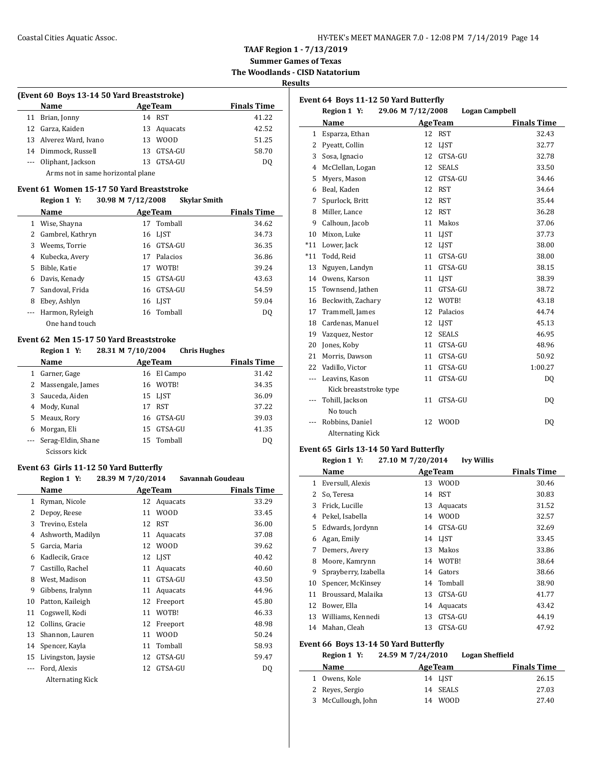**Results**

### (Event 60 Boys 13-14 50 Yard Breaststroke)

| | Name | Age | Team | Finals Time |
|---|---|---|---|---|
| 11 | Brian, Jonny | 14 | RST | 41.22 |
| 12 | Garza, Kaiden | 13 | Aquacats | 42.52 |
| 13 | Alverez Ward, Ivano | 13 | WOOD | 51.25 |
| 14 | Dimmock, Russell | 13 | GTSA-GU | 58.70 |
| --- | Oliphant, Jackson | 13 | GTSA-GU | DQ |
| | Arms not in same horizontal plane | | | |

### Event 61 Women 15-17 50 Yard Breaststroke

Region 1 Y: 30.98 M 7/12/2008 Skylar Smith

| | Name | Age | Team | Finals Time |
|---|---|---|---|---|
| 1 | Wise, Shayna | 17 | Tomball | 34.62 |
| 2 | Gambrel, Kathryn | 16 | LJST | 34.73 |
| 3 | Weems, Torrie | 16 | GTSA-GU | 36.35 |
| 4 | Kubecka, Avery | 17 | Palacios | 36.86 |
| 5 | Bible, Katie | 17 | WOTB! | 39.24 |
| 6 | Davis, Kenady | 15 | GTSA-GU | 43.63 |
| 7 | Sandoval, Frida | 16 | GTSA-GU | 54.59 |
| 8 | Ebey, Ashlyn | 16 | LJST | 59.04 |
| --- | Harmon, Ryleigh | 16 | Tomball | DQ |
| | One hand touch | | | |

### Event 62 Men 15-17 50 Yard Breaststroke

Region 1 Y: 28.31 M 7/10/2004 Chris Hughes

| | Name | Age | Team | Finals Time |
|---|---|---|---|---|
| 1 | Garner, Gage | 16 | El Campo | 31.42 |
| 2 | Massengale, James | 16 | WOTB! | 34.35 |
| 3 | Sauceda, Aiden | 15 | LJST | 36.09 |
| 4 | Mody, Kunal | 17 | RST | 37.22 |
| 5 | Meaux, Rory | 16 | GTSA-GU | 39.03 |
| 6 | Morgan, Eli | 15 | GTSA-GU | 41.35 |
| --- | Serag-Eldin, Shane | 15 | Tomball | DQ |
| | Scissors kick | | | |

### Event 63 Girls 11-12 50 Yard Butterfly

Region 1 Y: 28.39 M 7/20/2014 Savannah Goudeau

| | Name | Age | Team | Finals Time |
|---|---|---|---|---|
| 1 | Ryman, Nicole | 12 | Aquacats | 33.29 |
| 2 | Depoy, Reese | 11 | WOOD | 33.45 |
| 3 | Trevino, Estela | 12 | RST | 36.00 |
| 4 | Ashworth, Madilyn | 11 | Aquacats | 37.08 |
| 5 | Garcia, Maria | 12 | WOOD | 39.62 |
| 6 | Kadlecik, Grace | 12 | LJST | 40.42 |
| 7 | Castillo, Rachel | 11 | Aquacats | 40.60 |
| 8 | West, Madison | 11 | GTSA-GU | 43.50 |
| 9 | Gibbens, Iralynn | 11 | Aquacats | 44.96 |
| 10 | Patton, Kaileigh | 12 | Freeport | 45.80 |
| 11 | Cogswell, Kodi | 11 | WOTB! | 46.33 |
| 12 | Collins, Gracie | 12 | Freeport | 48.98 |
| 13 | Shannon, Lauren | 11 | WOOD | 50.24 |
| 14 | Spencer, Kayla | 11 | Tomball | 58.93 |
| 15 | Livingston, Jaysie | 12 | GTSA-GU | 59.47 |
| --- | Ford, Alexis | 12 | GTSA-GU | DQ |
| | Alternating Kick | | | |

### Event 64 Boys 11-12 50 Yard Butterfly

Region 1 Y: 29.06 M 7/12/2008 Logan Campbell

| | Name | Age | Team | Finals Time |
|---|---|---|---|---|
| 1 | Esparza, Ethan | 12 | RST | 32.43 |
| 2 | Pyeatt, Collin | 12 | LJST | 32.77 |
| 3 | Sosa, Ignacio | 12 | GTSA-GU | 32.78 |
| 4 | McClellan, Logan | 12 | SEALS | 33.50 |
| 5 | Myers, Mason | 12 | GTSA-GU | 34.46 |
| 6 | Beal, Kaden | 12 | RST | 34.64 |
| 7 | Spurlock, Britt | 12 | RST | 35.44 |
| 8 | Miller, Lance | 12 | RST | 36.28 |
| 9 | Calhoun, Jacob | 11 | Makos | 37.06 |
| 10 | Mixon, Luke | 11 | LJST | 37.73 |
| *11 | Lower, Jack | 12 | LJST | 38.00 |
| *11 | Todd, Reid | 11 | GTSA-GU | 38.00 |
| 13 | Nguyen, Landyn | 11 | GTSA-GU | 38.15 |
| 14 | Owens, Karson | 11 | LJST | 38.39 |
| 15 | Townsend, Jathen | 11 | GTSA-GU | 38.72 |
| 16 | Beckwith, Zachary | 12 | WOTB! | 43.18 |
| 17 | Trammell, James | 12 | Palacios | 44.74 |
| 18 | Cardenas, Manuel | 12 | LJST | 45.13 |
| 19 | Vazquez, Nestor | 12 | SEALS | 46.95 |
| 20 | Jones, Koby | 11 | GTSA-GU | 48.96 |
| 21 | Morris, Dawson | 11 | GTSA-GU | 50.92 |
| 22 | Vadillo, Victor | 11 | GTSA-GU | 1:00.27 |
| --- | Leavins, Kason | 11 | GTSA-GU | DQ |
| | Kick breaststroke type | | | |
| --- | Tohill, Jackson | 11 | GTSA-GU | DQ |
| | No touch | | | |
| --- | Robbins, Daniel | 12 | WOOD | DQ |
| | Alternating Kick | | | |

### Event 65 Girls 13-14 50 Yard Butterfly

Region 1 Y: 27.10 M 7/20/2014 Ivy Willis

| | Name | Age | Team | Finals Time |
|---|---|---|---|---|
| 1 | Eversull, Alexis | 13 | WOOD | 30.46 |
| 2 | So, Teresa | 14 | RST | 30.83 |
| 3 | Frick, Lucille | 13 | Aquacats | 31.52 |
| 4 | Pekel, Isabella | 14 | WOOD | 32.57 |
| 5 | Edwards, Jordynn | 14 | GTSA-GU | 32.69 |
| 6 | Agan, Emily | 14 | LJST | 33.45 |
| 7 | Demers, Avery | 13 | Makos | 33.86 |
| 8 | Moore, Kamrynn | 14 | WOTB! | 38.64 |
| 9 | Sprayberry, Izabella | 14 | Gators | 38.66 |
| 10 | Spencer, McKinsey | 14 | Tomball | 38.90 |
| 11 | Broussard, Malaika | 13 | GTSA-GU | 41.77 |
| 12 | Bower, Ella | 14 | Aquacats | 43.42 |
| 13 | Williams, Kennedi | 13 | GTSA-GU | 44.19 |
| 14 | Mahan, Cleah | 13 | GTSA-GU | 47.92 |

### Event 66 Boys 13-14 50 Yard Butterfly

Region 1 Y: 24.59 M 7/24/2010 Logan Sheffield

| | Name | Age | Team | Finals Time |
|---|---|---|---|---|
| 1 | Owens, Kole | 14 | LJST | 26.15 |
| 2 | Reyes, Sergio | 14 | SEALS | 27.03 |
| 3 | McCullough, John | 14 | WOOD | 27.40 |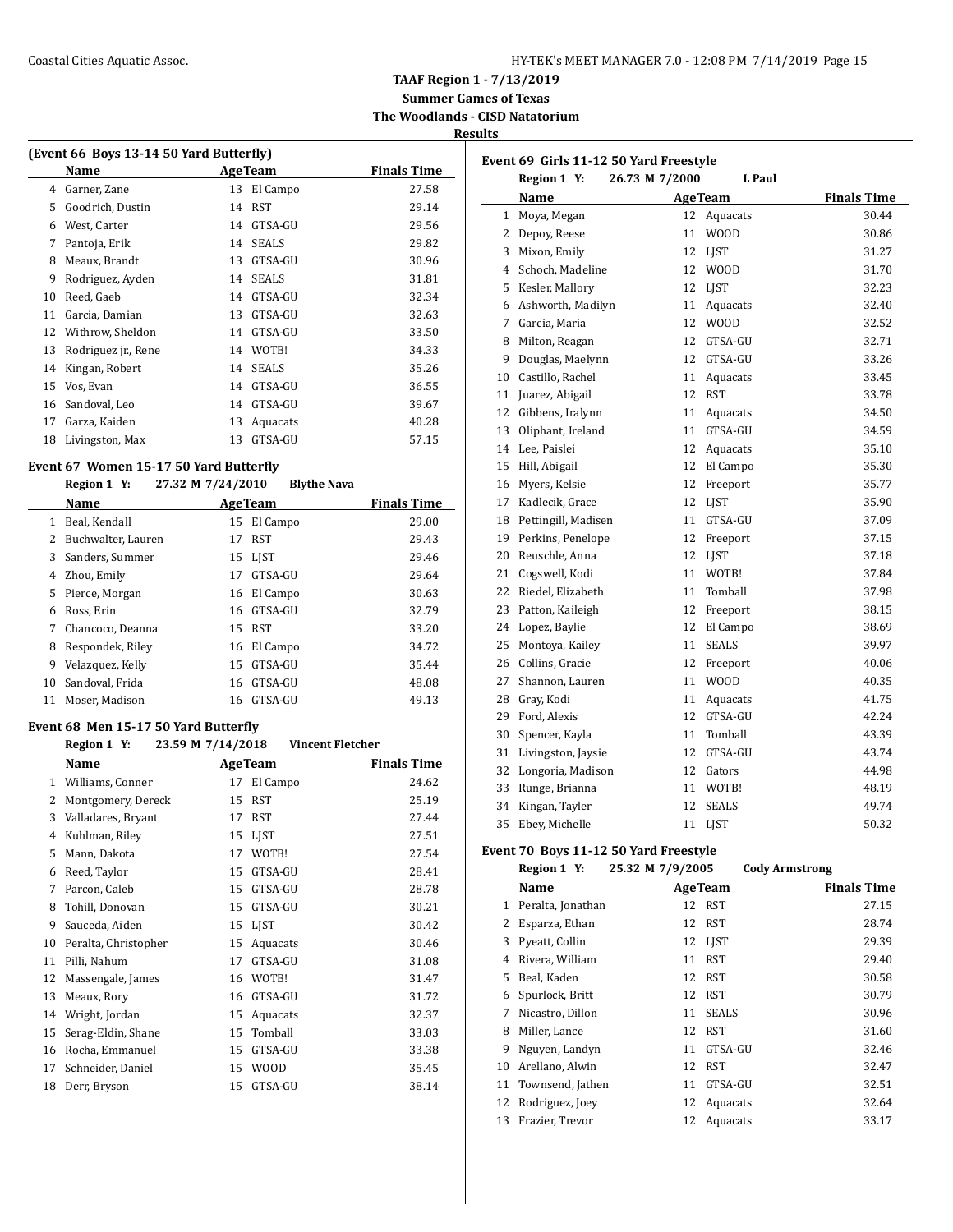## TAAF Region 1 - 7/13/2019

**Summer Games of Texas**

**The Woodlands - CISD Natatorium**

**Results**

### (Event 66 Boys 13-14 50 Yard Butterfly)

| | Name | Age | Team | Finals Time |
|---|---|---|---|---|
| 4 | Garner, Zane | 13 | El Campo | 27.58 |
| 5 | Goodrich, Dustin | 14 | RST | 29.14 |
| 6 | West, Carter | 14 | GTSA-GU | 29.56 |
| 7 | Pantoja, Erik | 14 | SEALS | 29.82 |
| 8 | Meaux, Brandt | 13 | GTSA-GU | 30.96 |
| 9 | Rodriguez, Ayden | 14 | SEALS | 31.81 |
| 10 | Reed, Gaeb | 14 | GTSA-GU | 32.34 |
| 11 | Garcia, Damian | 13 | GTSA-GU | 32.63 |
| 12 | Withrow, Sheldon | 14 | GTSA-GU | 33.50 |
| 13 | Rodriguez jr., Rene | 14 | WOTB! | 34.33 |
| 14 | Kingan, Robert | 14 | SEALS | 35.26 |
| 15 | Vos, Evan | 14 | GTSA-GU | 36.55 |
| 16 | Sandoval, Leo | 14 | GTSA-GU | 39.67 |
| 17 | Garza, Kaiden | 13 | Aquacats | 40.28 |
| 18 | Livingston, Max | 13 | GTSA-GU | 57.15 |

### Event 67 Women 15-17 50 Yard Butterfly

**Region 1 Y: 27.32 M 7/24/2010 Blythe Nava**

| | Name | Age | Team | Finals Time |
|---|---|---|---|---|
| 1 | Beal, Kendall | 15 | El Campo | 29.00 |
| 2 | Buchwalter, Lauren | 17 | RST | 29.43 |
| 3 | Sanders, Summer | 15 | LJST | 29.46 |
| 4 | Zhou, Emily | 17 | GTSA-GU | 29.64 |
| 5 | Pierce, Morgan | 16 | El Campo | 30.63 |
| 6 | Ross, Erin | 16 | GTSA-GU | 32.79 |
| 7 | Chancoco, Deanna | 15 | RST | 33.20 |
| 8 | Respondek, Riley | 16 | El Campo | 34.72 |
| 9 | Velazquez, Kelly | 15 | GTSA-GU | 35.44 |
| 10 | Sandoval, Frida | 16 | GTSA-GU | 48.08 |
| 11 | Moser, Madison | 16 | GTSA-GU | 49.13 |

### Event 68 Men 15-17 50 Yard Butterfly

**Region 1 Y: 23.59 M 7/14/2018 Vincent Fletcher**

| | Name | Age | Team | Finals Time |
|---|---|---|---|---|
| 1 | Williams, Conner | 17 | El Campo | 24.62 |
| 2 | Montgomery, Dereck | 15 | RST | 25.19 |
| 3 | Valladares, Bryant | 17 | RST | 27.44 |
| 4 | Kuhlman, Riley | 15 | LJST | 27.51 |
| 5 | Mann, Dakota | 17 | WOTB! | 27.54 |
| 6 | Reed, Taylor | 15 | GTSA-GU | 28.41 |
| 7 | Parcon, Caleb | 15 | GTSA-GU | 28.78 |
| 8 | Tohill, Donovan | 15 | GTSA-GU | 30.21 |
| 9 | Sauceda, Aiden | 15 | LJST | 30.42 |
| 10 | Peralta, Christopher | 15 | Aquacats | 30.46 |
| 11 | Pilli, Nahum | 17 | GTSA-GU | 31.08 |
| 12 | Massengale, James | 16 | WOTB! | 31.47 |
| 13 | Meaux, Rory | 16 | GTSA-GU | 31.72 |
| 14 | Wright, Jordan | 15 | Aquacats | 32.37 |
| 15 | Serag-Eldin, Shane | 15 | Tomball | 33.03 |
| 16 | Rocha, Emmanuel | 15 | GTSA-GU | 33.38 |
| 17 | Schneider, Daniel | 15 | WOOD | 35.45 |
| 18 | Derr, Bryson | 15 | GTSA-GU | 38.14 |

### Event 69 Girls 11-12 50 Yard Freestyle

**Region 1 Y: 26.73 M 7/2000 L Paul**

| | Name | Age | Team | Finals Time |
|---|---|---|---|---|
| 1 | Moya, Megan | 12 | Aquacats | 30.44 |
| 2 | Depoy, Reese | 11 | WOOD | 30.86 |
| 3 | Mixon, Emily | 12 | LJST | 31.27 |
| 4 | Schoch, Madeline | 12 | WOOD | 31.70 |
| 5 | Kesler, Mallory | 12 | LJST | 32.23 |
| 6 | Ashworth, Madilyn | 11 | Aquacats | 32.40 |
| 7 | Garcia, Maria | 12 | WOOD | 32.52 |
| 8 | Milton, Reagan | 12 | GTSA-GU | 32.71 |
| 9 | Douglas, Maelynn | 12 | GTSA-GU | 33.26 |
| 10 | Castillo, Rachel | 11 | Aquacats | 33.45 |
| 11 | Juarez, Abigail | 12 | RST | 33.78 |
| 12 | Gibbens, Iralynn | 11 | Aquacats | 34.50 |
| 13 | Oliphant, Ireland | 11 | GTSA-GU | 34.59 |
| 14 | Lee, Paislei | 12 | Aquacats | 35.10 |
| 15 | Hill, Abigail | 12 | El Campo | 35.30 |
| 16 | Myers, Kelsie | 12 | Freeport | 35.77 |
| 17 | Kadlecik, Grace | 12 | LJST | 35.90 |
| 18 | Pettingill, Madisen | 11 | GTSA-GU | 37.09 |
| 19 | Perkins, Penelope | 12 | Freeport | 37.15 |
| 20 | Reuschle, Anna | 12 | LJST | 37.18 |
| 21 | Cogswell, Kodi | 11 | WOTB! | 37.84 |
| 22 | Riedel, Elizabeth | 11 | Tomball | 37.98 |
| 23 | Patton, Kaileigh | 12 | Freeport | 38.15 |
| 24 | Lopez, Baylie | 12 | El Campo | 38.69 |
| 25 | Montoya, Kailey | 11 | SEALS | 39.97 |
| 26 | Collins, Gracie | 12 | Freeport | 40.06 |
| 27 | Shannon, Lauren | 11 | WOOD | 40.35 |
| 28 | Gray, Kodi | 11 | Aquacats | 41.75 |
| 29 | Ford, Alexis | 12 | GTSA-GU | 42.24 |
| 30 | Spencer, Kayla | 11 | Tomball | 43.39 |
| 31 | Livingston, Jaysie | 12 | GTSA-GU | 43.74 |
| 32 | Longoria, Madison | 12 | Gators | 44.98 |
| 33 | Runge, Brianna | 11 | WOTB! | 48.19 |
| 34 | Kingan, Tayler | 12 | SEALS | 49.74 |
| 35 | Ebey, Michelle | 11 | LJST | 50.32 |

### Event 70 Boys 11-12 50 Yard Freestyle

**Region 1 Y: 25.32 M 7/9/2005 Cody Armstrong**

| | Name | Age | Team | Finals Time |
|---|---|---|---|---|
| 1 | Peralta, Jonathan | 12 | RST | 27.15 |
| 2 | Esparza, Ethan | 12 | RST | 28.74 |
| 3 | Pyeatt, Collin | 12 | LJST | 29.39 |
| 4 | Rivera, William | 11 | RST | 29.40 |
| 5 | Beal, Kaden | 12 | RST | 30.58 |
| 6 | Spurlock, Britt | 12 | RST | 30.79 |
| 7 | Nicastro, Dillon | 11 | SEALS | 30.96 |
| 8 | Miller, Lance | 12 | RST | 31.60 |
| 9 | Nguyen, Landyn | 11 | GTSA-GU | 32.46 |
| 10 | Arellano, Alwin | 12 | RST | 32.47 |
| 11 | Townsend, Jathen | 11 | GTSA-GU | 32.51 |
| 12 | Rodriguez, Joey | 12 | Aquacats | 32.64 |
| 13 | Frazier, Trevor | 12 | Aquacats | 33.17 |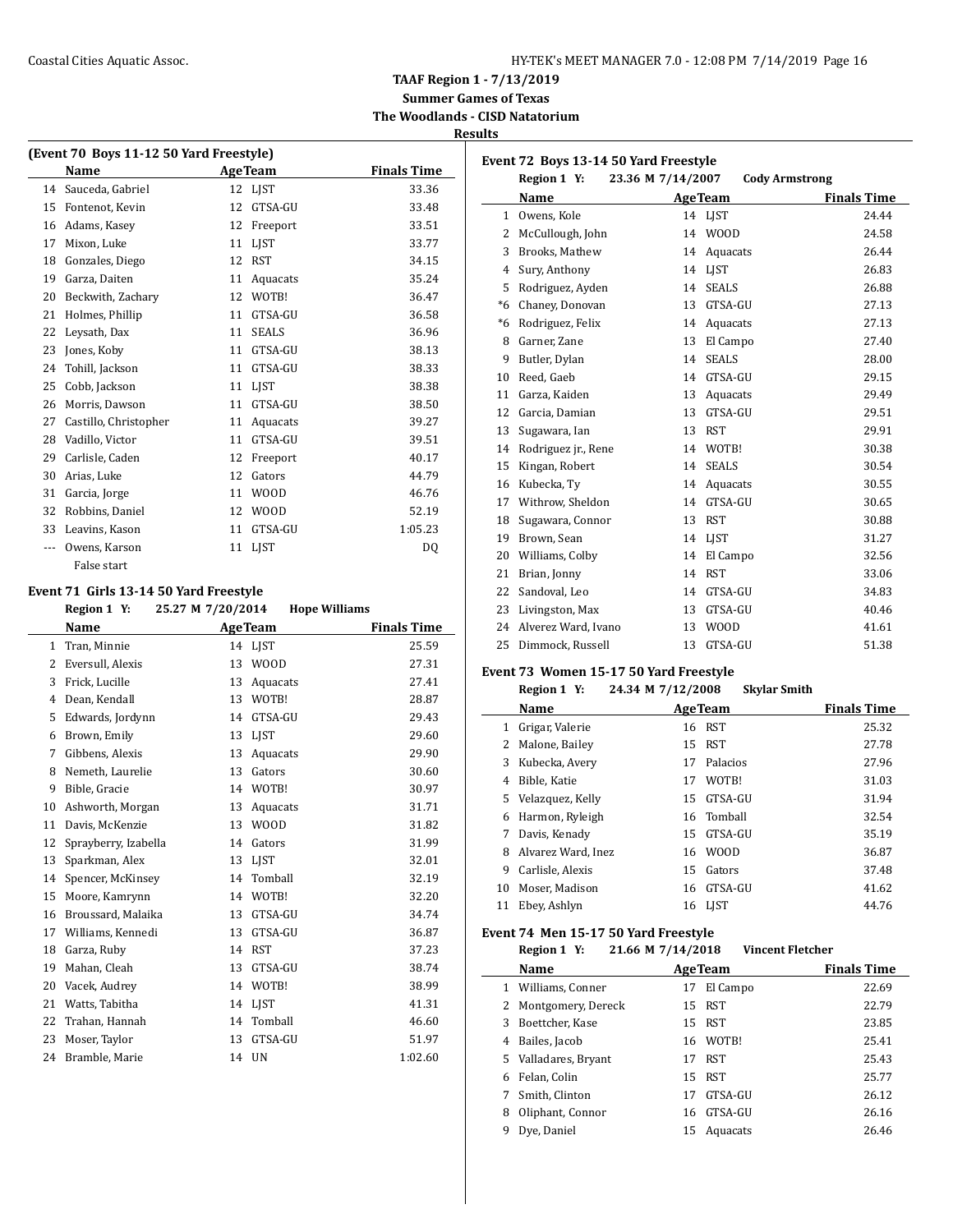**TAAF Region 1 - 7/13/2019**
**Summer Games of Texas**
**The Woodlands - CISD Natatorium**
**Results**

### (Event 70 Boys 11-12 50 Yard Freestyle)

| | Name | Age | Team | Finals Time |
|---|---|---|---|---|
| 14 | Sauceda, Gabriel | 12 | LJST | 33.36 |
| 15 | Fontenot, Kevin | 12 | GTSA-GU | 33.48 |
| 16 | Adams, Kasey | 12 | Freeport | 33.51 |
| 17 | Mixon, Luke | 11 | LJST | 33.77 |
| 18 | Gonzales, Diego | 12 | RST | 34.15 |
| 19 | Garza, Daiten | 11 | Aquacats | 35.24 |
| 20 | Beckwith, Zachary | 12 | WOTB! | 36.47 |
| 21 | Holmes, Phillip | 11 | GTSA-GU | 36.58 |
| 22 | Leysath, Dax | 11 | SEALS | 36.96 |
| 23 | Jones, Koby | 11 | GTSA-GU | 38.13 |
| 24 | Tohill, Jackson | 11 | GTSA-GU | 38.33 |
| 25 | Cobb, Jackson | 11 | LJST | 38.38 |
| 26 | Morris, Dawson | 11 | GTSA-GU | 38.50 |
| 27 | Castillo, Christopher | 11 | Aquacats | 39.27 |
| 28 | Vadillo, Victor | 11 | GTSA-GU | 39.51 |
| 29 | Carlisle, Caden | 12 | Freeport | 40.17 |
| 30 | Arias, Luke | 12 | Gators | 44.79 |
| 31 | Garcia, Jorge | 11 | WOOD | 46.76 |
| 32 | Robbins, Daniel | 12 | WOOD | 52.19 |
| 33 | Leavins, Kason | 11 | GTSA-GU | 1:05.23 |
| --- | Owens, Karson | 11 | LJST | DQ |
| | False start | | | |

### Event 71 Girls 13-14 50 Yard Freestyle

**Region 1 Y: 25.27 M 7/20/2014 Hope Williams**

| | Name | Age | Team | Finals Time |
|---|---|---|---|---|
| 1 | Tran, Minnie | 14 | LJST | 25.59 |
| 2 | Eversull, Alexis | 13 | WOOD | 27.31 |
| 3 | Frick, Lucille | 13 | Aquacats | 27.41 |
| 4 | Dean, Kendall | 13 | WOTB! | 28.87 |
| 5 | Edwards, Jordynn | 14 | GTSA-GU | 29.43 |
| 6 | Brown, Emily | 13 | LJST | 29.60 |
| 7 | Gibbens, Alexis | 13 | Aquacats | 29.90 |
| 8 | Nemeth, Laurelie | 13 | Gators | 30.60 |
| 9 | Bible, Gracie | 14 | WOTB! | 30.97 |
| 10 | Ashworth, Morgan | 13 | Aquacats | 31.71 |
| 11 | Davis, McKenzie | 13 | WOOD | 31.82 |
| 12 | Sprayberry, Izabella | 14 | Gators | 31.99 |
| 13 | Sparkman, Alex | 13 | LJST | 32.01 |
| 14 | Spencer, McKinsey | 14 | Tomball | 32.19 |
| 15 | Moore, Kamrynn | 14 | WOTB! | 32.20 |
| 16 | Broussard, Malaika | 13 | GTSA-GU | 34.74 |
| 17 | Williams, Kennedi | 13 | GTSA-GU | 36.87 |
| 18 | Garza, Ruby | 14 | RST | 37.23 |
| 19 | Mahan, Cleah | 13 | GTSA-GU | 38.74 |
| 20 | Vacek, Audrey | 14 | WOTB! | 38.99 |
| 21 | Watts, Tabitha | 14 | LJST | 41.31 |
| 22 | Trahan, Hannah | 14 | Tomball | 46.60 |
| 23 | Moser, Taylor | 13 | GTSA-GU | 51.97 |
| 24 | Bramble, Marie | 14 | UN | 1:02.60 |

### Event 72 Boys 13-14 50 Yard Freestyle

**Region 1 Y: 23.36 M 7/14/2007 Cody Armstrong**

| | Name | Age | Team | Finals Time |
|---|---|---|---|---|
| 1 | Owens, Kole | 14 | LJST | 24.44 |
| 2 | McCullough, John | 14 | WOOD | 24.58 |
| 3 | Brooks, Mathew | 14 | Aquacats | 26.44 |
| 4 | Sury, Anthony | 14 | LJST | 26.83 |
| 5 | Rodriguez, Ayden | 14 | SEALS | 26.88 |
| *6 | Chaney, Donovan | 13 | GTSA-GU | 27.13 |
| *6 | Rodriguez, Felix | 14 | Aquacats | 27.13 |
| 8 | Garner, Zane | 13 | El Campo | 27.40 |
| 9 | Butler, Dylan | 14 | SEALS | 28.00 |
| 10 | Reed, Gaeb | 14 | GTSA-GU | 29.15 |
| 11 | Garza, Kaiden | 13 | Aquacats | 29.49 |
| 12 | Garcia, Damian | 13 | GTSA-GU | 29.51 |
| 13 | Sugawara, Ian | 13 | RST | 29.91 |
| 14 | Rodriguez jr., Rene | 14 | WOTB! | 30.38 |
| 15 | Kingan, Robert | 14 | SEALS | 30.54 |
| 16 | Kubecka, Ty | 14 | Aquacats | 30.55 |
| 17 | Withrow, Sheldon | 14 | GTSA-GU | 30.65 |
| 18 | Sugawara, Connor | 13 | RST | 30.88 |
| 19 | Brown, Sean | 14 | LJST | 31.27 |
| 20 | Williams, Colby | 14 | El Campo | 32.56 |
| 21 | Brian, Jonny | 14 | RST | 33.06 |
| 22 | Sandoval, Leo | 14 | GTSA-GU | 34.83 |
| 23 | Livingston, Max | 13 | GTSA-GU | 40.46 |
| 24 | Alverez Ward, Ivano | 13 | WOOD | 41.61 |
| 25 | Dimmock, Russell | 13 | GTSA-GU | 51.38 |

### Event 73 Women 15-17 50 Yard Freestyle

**Region 1 Y: 24.34 M 7/12/2008 Skylar Smith**

| | Name | Age | Team | Finals Time |
|---|---|---|---|---|
| 1 | Grigar, Valerie | 16 | RST | 25.32 |
| 2 | Malone, Bailey | 15 | RST | 27.78 |
| 3 | Kubecka, Avery | 17 | Palacios | 27.96 |
| 4 | Bible, Katie | 17 | WOTB! | 31.03 |
| 5 | Velazquez, Kelly | 15 | GTSA-GU | 31.94 |
| 6 | Harmon, Ryleigh | 16 | Tomball | 32.54 |
| 7 | Davis, Kenady | 15 | GTSA-GU | 35.19 |
| 8 | Alvarez Ward, Inez | 16 | WOOD | 36.87 |
| 9 | Carlisle, Alexis | 15 | Gators | 37.48 |
| 10 | Moser, Madison | 16 | GTSA-GU | 41.62 |
| 11 | Ebey, Ashlyn | 16 | LJST | 44.76 |

### Event 74 Men 15-17 50 Yard Freestyle

**Region 1 Y: 21.66 M 7/14/2018 Vincent Fletcher**

| | Name | Age | Team | Finals Time |
|---|---|---|---|---|
| 1 | Williams, Conner | 17 | El Campo | 22.69 |
| 2 | Montgomery, Dereck | 15 | RST | 22.79 |
| 3 | Boettcher, Kase | 15 | RST | 23.85 |
| 4 | Bailes, Jacob | 16 | WOTB! | 25.41 |
| 5 | Valladares, Bryant | 17 | RST | 25.43 |
| 6 | Felan, Colin | 15 | RST | 25.77 |
| 7 | Smith, Clinton | 17 | GTSA-GU | 26.12 |
| 8 | Oliphant, Connor | 16 | GTSA-GU | 26.16 |
| 9 | Dye, Daniel | 15 | Aquacats | 26.46 |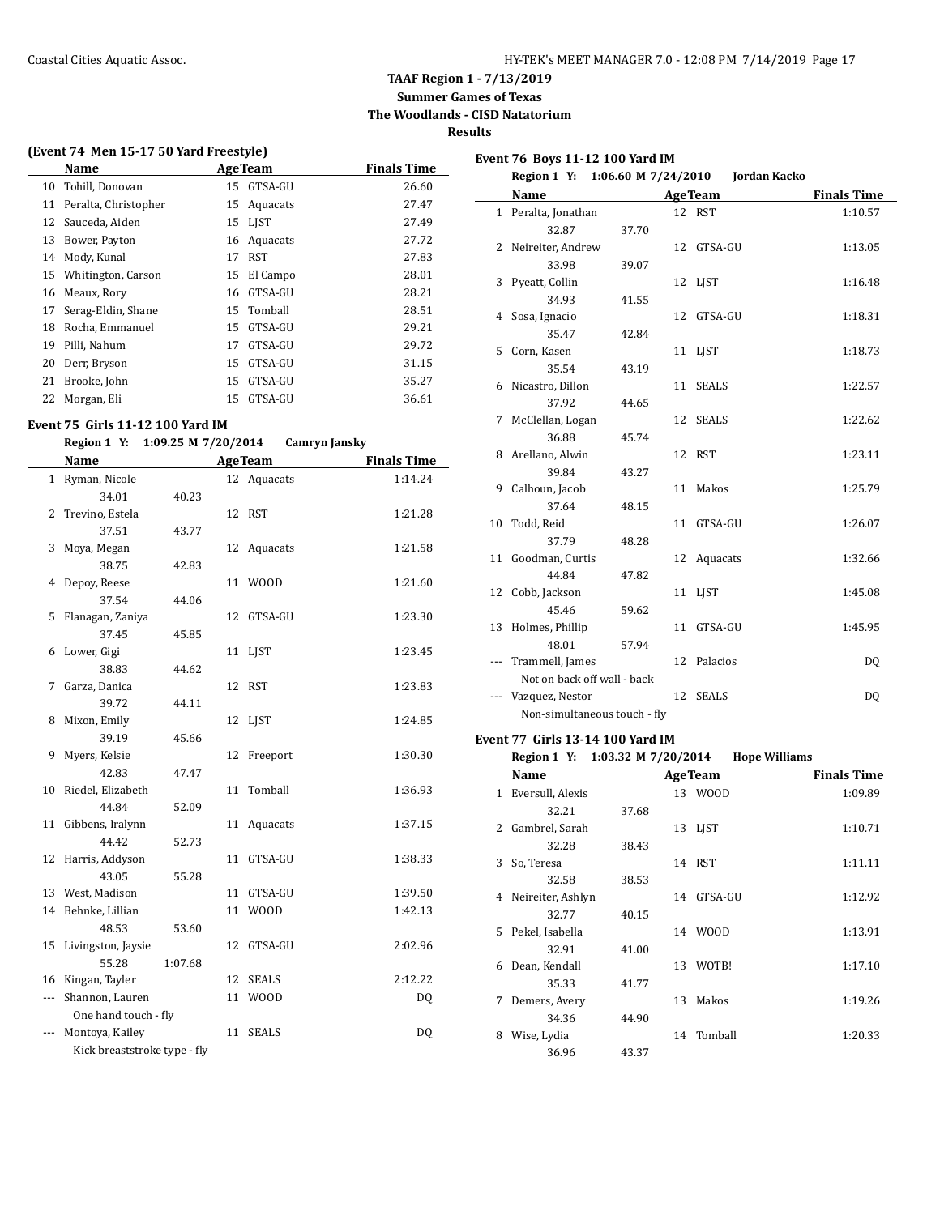## TAAF Region 1 - 7/13/2019
### Summer Games of Texas
### The Woodlands - CISD Natatorium
### Results

**(Event 74 Men 15-17 50 Yard Freestyle)**

| | Name | Age | Team | Finals Time |
|---|---|---|---|---|
| 10 | Tohill, Donovan | 15 | GTSA-GU | 26.60 |
| 11 | Peralta, Christopher | 15 | Aquacats | 27.47 |
| 12 | Sauceda, Aiden | 15 | LJST | 27.49 |
| 13 | Bower, Payton | 16 | Aquacats | 27.72 |
| 14 | Mody, Kunal | 17 | RST | 27.83 |
| 15 | Whitington, Carson | 15 | El Campo | 28.01 |
| 16 | Meaux, Rory | 16 | GTSA-GU | 28.21 |
| 17 | Serag-Eldin, Shane | 15 | Tomball | 28.51 |
| 18 | Rocha, Emmanuel | 15 | GTSA-GU | 29.21 |
| 19 | Pilli, Nahum | 17 | GTSA-GU | 29.72 |
| 20 | Derr, Bryson | 15 | GTSA-GU | 31.15 |
| 21 | Brooke, John | 15 | GTSA-GU | 35.27 |
| 22 | Morgan, Eli | 15 | GTSA-GU | 36.61 |

**Event 75 Girls 11-12 100 Yard IM**

**Region 1 Y: 1:09.25 M 7/20/2014 Camryn Jansky**

| | Name | Age | Team | Finals Time |
|---|---|---|---|---|
| 1 | Ryman, Nicole | 12 | Aquacats | 1:14.24 |
| | 34.01 40.23 | | | |
| 2 | Trevino, Estela | 12 | RST | 1:21.28 |
| | 37.51 43.77 | | | |
| 3 | Moya, Megan | 12 | Aquacats | 1:21.58 |
| | 38.75 42.83 | | | |
| 4 | Depoy, Reese | 11 | WOOD | 1:21.60 |
| | 37.54 44.06 | | | |
| 5 | Flanagan, Zaniya | 12 | GTSA-GU | 1:23.30 |
| | 37.45 45.85 | | | |
| 6 | Lower, Gigi | 11 | LJST | 1:23.45 |
| | 38.83 44.62 | | | |
| 7 | Garza, Danica | 12 | RST | 1:23.83 |
| | 39.72 44.11 | | | |
| 8 | Mixon, Emily | 12 | LJST | 1:24.85 |
| | 39.19 45.66 | | | |
| 9 | Myers, Kelsie | 12 | Freeport | 1:30.30 |
| | 42.83 47.47 | | | |
| 10 | Riedel, Elizabeth | 11 | Tomball | 1:36.93 |
| | 44.84 52.09 | | | |
| 11 | Gibbens, Iralynn | 11 | Aquacats | 1:37.15 |
| | 44.42 52.73 | | | |
| 12 | Harris, Addyson | 11 | GTSA-GU | 1:38.33 |
| | 43.05 55.28 | | | |
| 13 | West, Madison | 11 | GTSA-GU | 1:39.50 |
| 14 | Behnke, Lillian | 11 | WOOD | 1:42.13 |
| | 48.53 53.60 | | | |
| 15 | Livingston, Jaysie | 12 | GTSA-GU | 2:02.96 |
| | 55.28 1:07.68 | | | |
| 16 | Kingan, Tayler | 12 | SEALS | 2:12.22 |
| --- | Shannon, Lauren | 11 | WOOD | DQ |
| | One hand touch - fly | | | |
| --- | Montoya, Kailey | 11 | SEALS | DQ |
| | Kick breaststroke type - fly | | | |

**Event 76 Boys 11-12 100 Yard IM**

**Region 1 Y: 1:06.60 M 7/24/2010 Jordan Kacko**

| | Name | Age | Team | Finals Time |
|---|---|---|---|---|
| 1 | Peralta, Jonathan | 12 | RST | 1:10.57 |
| | 32.87 37.70 | | | |
| 2 | Neireiter, Andrew | 12 | GTSA-GU | 1:13.05 |
| | 33.98 39.07 | | | |
| 3 | Pyeatt, Collin | 12 | LJST | 1:16.48 |
| | 34.93 41.55 | | | |
| 4 | Sosa, Ignacio | 12 | GTSA-GU | 1:18.31 |
| | 35.47 42.84 | | | |
| 5 | Corn, Kasen | 11 | LJST | 1:18.73 |
| | 35.54 43.19 | | | |
| 6 | Nicastro, Dillon | 11 | SEALS | 1:22.57 |
| | 37.92 44.65 | | | |
| 7 | McClellan, Logan | 12 | SEALS | 1:22.62 |
| | 36.88 45.74 | | | |
| 8 | Arellano, Alwin | 12 | RST | 1:23.11 |
| | 39.84 43.27 | | | |
| 9 | Calhoun, Jacob | 11 | Makos | 1:25.79 |
| | 37.64 48.15 | | | |
| 10 | Todd, Reid | 11 | GTSA-GU | 1:26.07 |
| | 37.79 48.28 | | | |
| 11 | Goodman, Curtis | 12 | Aquacats | 1:32.66 |
| | 44.84 47.82 | | | |
| 12 | Cobb, Jackson | 11 | LJST | 1:45.08 |
| | 45.46 59.62 | | | |
| 13 | Holmes, Phillip | 11 | GTSA-GU | 1:45.95 |
| | 48.01 57.94 | | | |
| --- | Trammell, James | 12 | Palacios | DQ |
| | Not on back off wall - back | | | |
| --- | Vazquez, Nestor | 12 | SEALS | DQ |
| | Non-simultaneous touch - fly | | | |

**Event 77 Girls 13-14 100 Yard IM**

**Region 1 Y: 1:03.32 M 7/20/2014 Hope Williams**

| | Name | Age | Team | Finals Time |
|---|---|---|---|---|
| 1 | Eversull, Alexis | 13 | WOOD | 1:09.89 |
| | 32.21 37.68 | | | |
| 2 | Gambrel, Sarah | 13 | LJST | 1:10.71 |
| | 32.28 38.43 | | | |
| 3 | So, Teresa | 14 | RST | 1:11.11 |
| | 32.58 38.53 | | | |
| 4 | Neireiter, Ashlyn | 14 | GTSA-GU | 1:12.92 |
| | 32.77 40.15 | | | |
| 5 | Pekel, Isabella | 14 | WOOD | 1:13.91 |
| | 32.91 41.00 | | | |
| 6 | Dean, Kendall | 13 | WOTB! | 1:17.10 |
| | 35.33 41.77 | | | |
| 7 | Demers, Avery | 13 | Makos | 1:19.26 |
| | 34.36 44.90 | | | |
| 8 | Wise, Lydia | 14 | Tomball | 1:20.33 |
| | 36.96 43.37 | | | |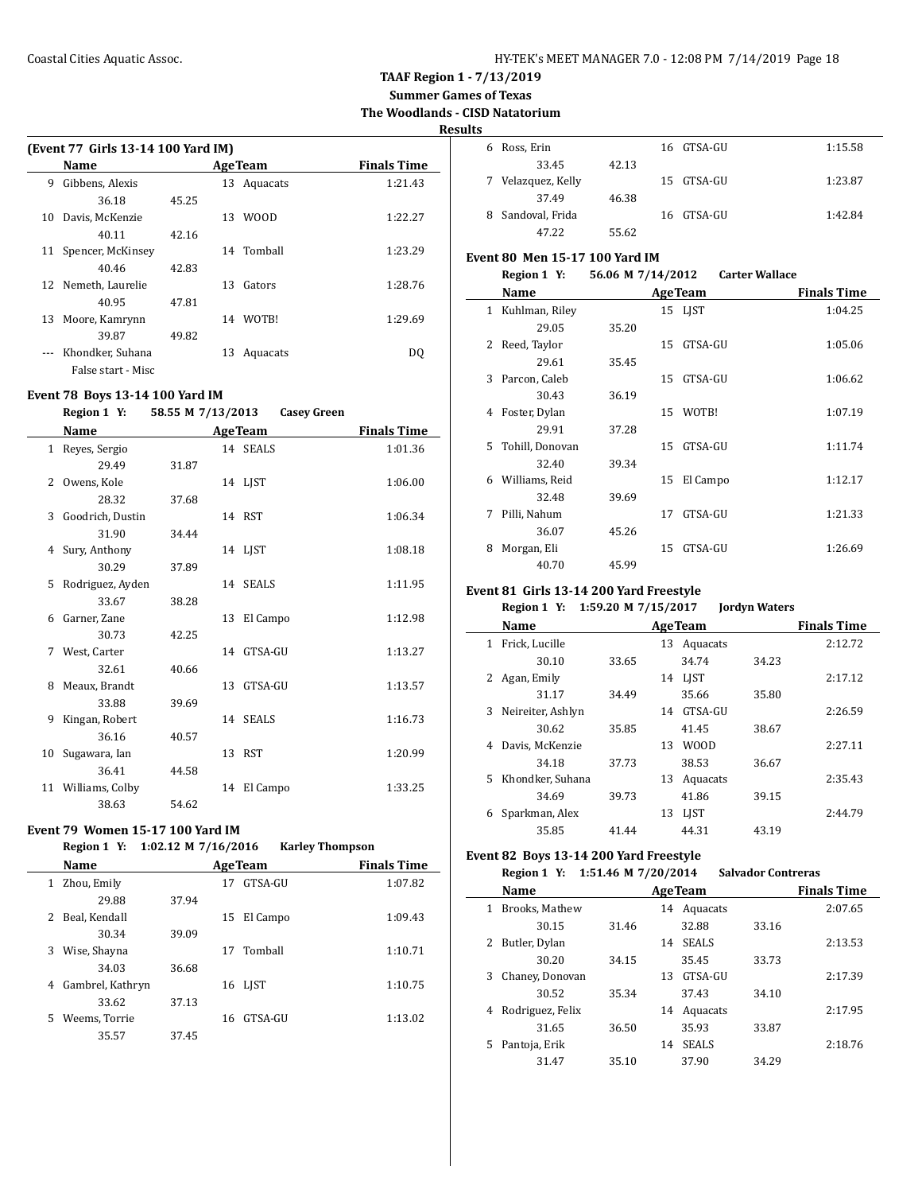**TAAF Region 1 - 7/13/2019**
**Summer Games of Texas**
**The Woodlands - CISD Natatorium**
**Results**

### (Event 77 Girls 13-14 100 Yard IM)

| | Name | | Age | Team | Finals Time |
|---|---|---|---|---|---|
| 9 | Gibbens, Alexis | | 13 | Aquacats | 1:21.43 |
| | 36.18 | 45.25 | | | |
| 10 | Davis, McKenzie | | 13 | WOOD | 1:22.27 |
| | 40.11 | 42.16 | | | |
| 11 | Spencer, McKinsey | | 14 | Tomball | 1:23.29 |
| | 40.46 | 42.83 | | | |
| 12 | Nemeth, Laurelie | | 13 | Gators | 1:28.76 |
| | 40.95 | 47.81 | | | |
| 13 | Moore, Kamrynn | | 14 | WOTB! | 1:29.69 |
| | 39.87 | 49.82 | | | |
| --- | Khondker, Suhana | | 13 | Aquacats | DQ |
| | False start - Misc | | | | |

### Event 78 Boys 13-14 100 Yard IM

**Region 1 Y: 58.55 M 7/13/2013 Casey Green**

| | Name | | Age | Team | Finals Time |
|---|---|---|---|---|---|
| 1 | Reyes, Sergio | | 14 | SEALS | 1:01.36 |
| | 29.49 | 31.87 | | | |
| 2 | Owens, Kole | | 14 | LJST | 1:06.00 |
| | 28.32 | 37.68 | | | |
| 3 | Goodrich, Dustin | | 14 | RST | 1:06.34 |
| | 31.90 | 34.44 | | | |
| 4 | Sury, Anthony | | 14 | LJST | 1:08.18 |
| | 30.29 | 37.89 | | | |
| 5 | Rodriguez, Ayden | | 14 | SEALS | 1:11.95 |
| | 33.67 | 38.28 | | | |
| 6 | Garner, Zane | | 13 | El Campo | 1:12.98 |
| | 30.73 | 42.25 | | | |
| 7 | West, Carter | | 14 | GTSA-GU | 1:13.27 |
| | 32.61 | 40.66 | | | |
| 8 | Meaux, Brandt | | 13 | GTSA-GU | 1:13.57 |
| | 33.88 | 39.69 | | | |
| 9 | Kingan, Robert | | 14 | SEALS | 1:16.73 |
| | 36.16 | 40.57 | | | |
| 10 | Sugawara, Ian | | 13 | RST | 1:20.99 |
| | 36.41 | 44.58 | | | |
| 11 | Williams, Colby | | 14 | El Campo | 1:33.25 |
| | 38.63 | 54.62 | | | |

### Event 79 Women 15-17 100 Yard IM

**Region 1 Y: 1:02.12 M 7/16/2016 Karley Thompson**

| | Name | | Age | Team | Finals Time |
|---|---|---|---|---|---|
| 1 | Zhou, Emily | | 17 | GTSA-GU | 1:07.82 |
| | 29.88 | 37.94 | | | |
| 2 | Beal, Kendall | | 15 | El Campo | 1:09.43 |
| | 30.34 | 39.09 | | | |
| 3 | Wise, Shayna | | 17 | Tomball | 1:10.71 |
| | 34.03 | 36.68 | | | |
| 4 | Gambrel, Kathryn | | 16 | LJST | 1:10.75 |
| | 33.62 | 37.13 | | | |
| 5 | Weems, Torrie | | 16 | GTSA-GU | 1:13.02 |
| | 35.57 | 37.45 | | | |
| 6 | Ross, Erin | | 16 | GTSA-GU | 1:15.58 |
| | 33.45 | 42.13 | | | |
| 7 | Velazquez, Kelly | | 15 | GTSA-GU | 1:23.87 |
| | 37.49 | 46.38 | | | |
| 8 | Sandoval, Frida | | 16 | GTSA-GU | 1:42.84 |
| | 47.22 | 55.62 | | | |

### Event 80 Men 15-17 100 Yard IM

**Region 1 Y: 56.06 M 7/14/2012 Carter Wallace**

| | Name | | Age | Team | Finals Time |
|---|---|---|---|---|---|
| 1 | Kuhlman, Riley | | 15 | LJST | 1:04.25 |
| | 29.05 | 35.20 | | | |
| 2 | Reed, Taylor | | 15 | GTSA-GU | 1:05.06 |
| | 29.61 | 35.45 | | | |
| 3 | Parcon, Caleb | | 15 | GTSA-GU | 1:06.62 |
| | 30.43 | 36.19 | | | |
| 4 | Foster, Dylan | | 15 | WOTB! | 1:07.19 |
| | 29.91 | 37.28 | | | |
| 5 | Tohill, Donovan | | 15 | GTSA-GU | 1:11.74 |
| | 32.40 | 39.34 | | | |
| 6 | Williams, Reid | | 15 | El Campo | 1:12.17 |
| | 32.48 | 39.69 | | | |
| 7 | Pilli, Nahum | | 17 | GTSA-GU | 1:21.33 |
| | 36.07 | 45.26 | | | |
| 8 | Morgan, Eli | | 15 | GTSA-GU | 1:26.69 |
| | 40.70 | 45.99 | | | |

### Event 81 Girls 13-14 200 Yard Freestyle

**Region 1 Y: 1:59.20 M 7/15/2017 Jordyn Waters**

| | Name | | Age | Team | | Finals Time |
|---|---|---|---|---|---|---|
| 1 | Frick, Lucille | | 13 | Aquacats | | 2:12.72 |
| | 30.10 | 33.65 | | 34.74 | 34.23 | |
| 2 | Agan, Emily | | 14 | LJST | | 2:17.12 |
| | 31.17 | 34.49 | | 35.66 | 35.80 | |
| 3 | Neireiter, Ashlyn | | 14 | GTSA-GU | | 2:26.59 |
| | 30.62 | 35.85 | | 41.45 | 38.67 | |
| 4 | Davis, McKenzie | | 13 | WOOD | | 2:27.11 |
| | 34.18 | 37.73 | | 38.53 | 36.67 | |
| 5 | Khondker, Suhana | | 13 | Aquacats | | 2:35.43 |
| | 34.69 | 39.73 | | 41.86 | 39.15 | |
| 6 | Sparkman, Alex | | 13 | LJST | | 2:44.79 |
| | 35.85 | 41.44 | | 44.31 | 43.19 | |

### Event 82 Boys 13-14 200 Yard Freestyle

**Region 1 Y: 1:51.46 M 7/20/2014 Salvador Contreras**

| | Name | | Age | Team | | Finals Time |
|---|---|---|---|---|---|---|
| 1 | Brooks, Mathew | | 14 | Aquacats | | 2:07.65 |
| | 30.15 | 31.46 | | 32.88 | 33.16 | |
| 2 | Butler, Dylan | | 14 | SEALS | | 2:13.53 |
| | 30.20 | 34.15 | | 35.45 | 33.73 | |
| 3 | Chaney, Donovan | | 13 | GTSA-GU | | 2:17.39 |
| | 30.52 | 35.34 | | 37.43 | 34.10 | |
| 4 | Rodriguez, Felix | | 14 | Aquacats | | 2:17.95 |
| | 31.65 | 36.50 | | 35.93 | 33.87 | |
| 5 | Pantoja, Erik | | 14 | SEALS | | 2:18.76 |
| | 31.47 | 35.10 | | 37.90 | 34.29 | |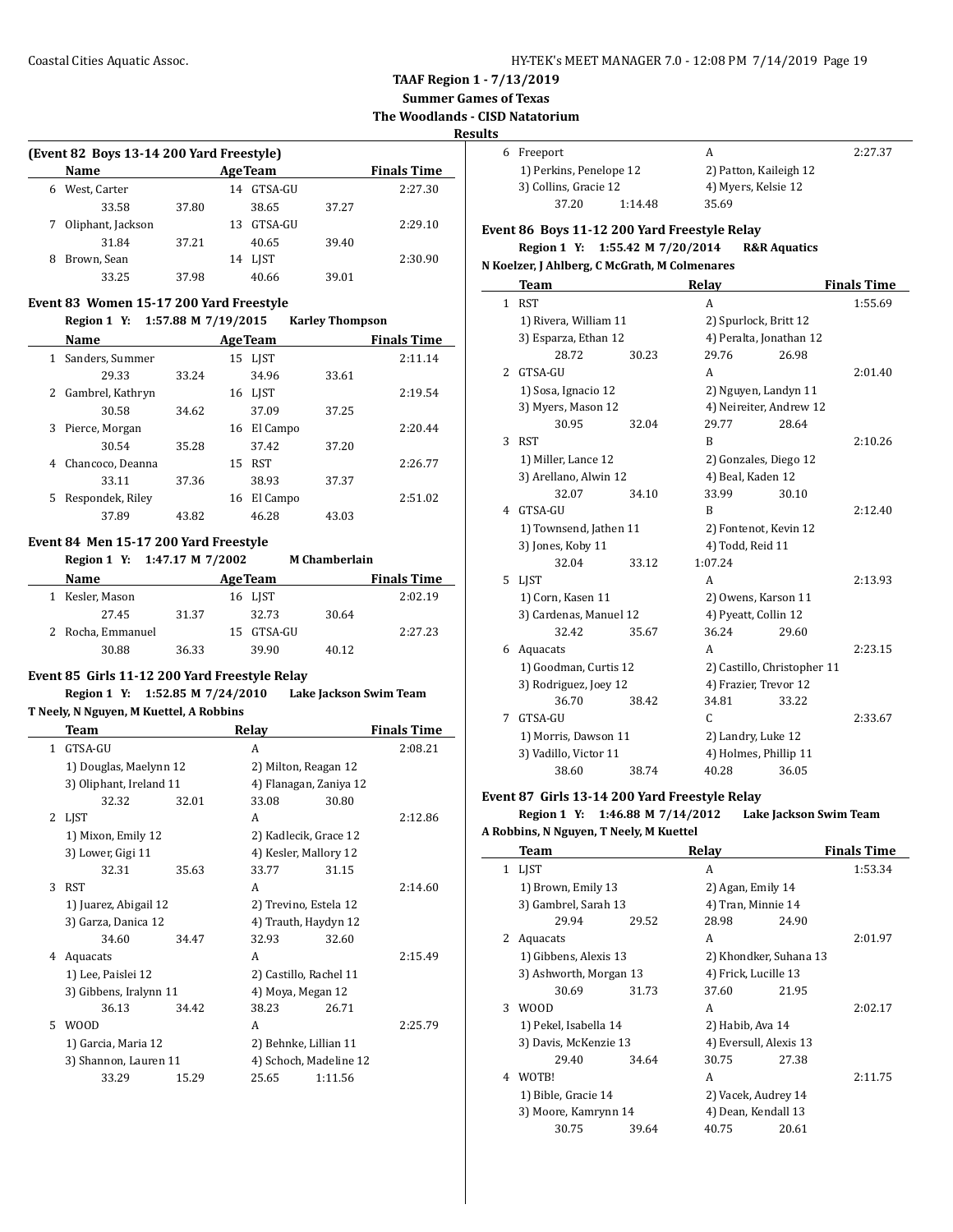**TAAF Region 1 - 7/13/2019**
**Summer Games of Texas**
**The Woodlands - CISD Natatorium**
**Results**

### (Event 82 Boys 13-14 200 Yard Freestyle)

| | Name | Age | Team | Finals Time |
|---|---|---|---|---|
| 6 | West, Carter | 14 | GTSA-GU | 2:27.30 |
| | 33.58 37.80 38.65 37.27 | | | |
| 7 | Oliphant, Jackson | 13 | GTSA-GU | 2:29.10 |
| | 31.84 37.21 40.65 39.40 | | | |
| 8 | Brown, Sean | 14 | LJST | 2:30.90 |
| | 33.25 37.98 40.66 39.01 | | | |

### Event 83 Women 15-17 200 Yard Freestyle

Region 1 Y: 1:57.88 M 7/19/2015 Karley Thompson

| | Name | Age | Team | Finals Time |
|---|---|---|---|---|
| 1 | Sanders, Summer | 15 | LJST | 2:11.14 |
| | 29.33 33.24 34.96 33.61 | | | |
| 2 | Gambrel, Kathryn | 16 | LJST | 2:19.54 |
| | 30.58 34.62 37.09 37.25 | | | |
| 3 | Pierce, Morgan | 16 | El Campo | 2:20.44 |
| | 30.54 35.28 37.42 37.20 | | | |
| 4 | Chancoco, Deanna | 15 | RST | 2:26.77 |
| | 33.11 37.36 38.93 37.37 | | | |
| 5 | Respondek, Riley | 16 | El Campo | 2:51.02 |
| | 37.89 43.82 46.28 43.03 | | | |

### Event 84 Men 15-17 200 Yard Freestyle

Region 1 Y: 1:47.17 M 7/2002 M Chamberlain

| | Name | Age | Team | Finals Time |
|---|---|---|---|---|
| 1 | Kesler, Mason | 16 | LJST | 2:02.19 |
| | 27.45 31.37 32.73 30.64 | | | |
| 2 | Rocha, Emmanuel | 15 | GTSA-GU | 2:27.23 |
| | 30.88 36.33 39.90 40.12 | | | |

### Event 85 Girls 11-12 200 Yard Freestyle Relay

Region 1 Y: 1:52.85 M 7/24/2010 Lake Jackson Swim Team
T Neely, N Nguyen, M Kuettel, A Robbins

| | Team | Relay | Finals Time |
|---|---|---|---|
| 1 | GTSA-GU | A | 2:08.21 |
| | 1) Douglas, Maelynn 12; 2) Milton, Reagan 12; 3) Oliphant, Ireland 11; 4) Flanagan, Zaniya 12 | | |
| | 32.32 32.01 33.08 30.80 | | |
| 2 | LJST | A | 2:12.86 |
| | 1) Mixon, Emily 12; 2) Kadlecik, Grace 12; 3) Lower, Gigi 11; 4) Kesler, Mallory 12 | | |
| | 32.31 35.63 33.77 31.15 | | |
| 3 | RST | A | 2:14.60 |
| | 1) Juarez, Abigail 12; 2) Trevino, Estela 12; 3) Garza, Danica 12; 4) Trauth, Haydyn 12 | | |
| | 34.60 34.47 32.93 32.60 | | |
| 4 | Aquacats | A | 2:15.49 |
| | 1) Lee, Paislei 12; 2) Castillo, Rachel 11; 3) Gibbens, Iralynn 11; 4) Moya, Megan 12 | | |
| | 36.13 34.42 38.23 26.71 | | |
| 5 | WOOD | A | 2:25.79 |
| | 1) Garcia, Maria 12; 2) Behnke, Lillian 11; 3) Shannon, Lauren 11; 4) Schoch, Madeline 12 | | |
| | 33.29 15.29 25.65 1:11.56 | | |
| 6 | Freeport | A | 2:27.37 |
| | 1) Perkins, Penelope 12; 2) Patton, Kaileigh 12; 3) Collins, Gracie 12; 4) Myers, Kelsie 12 | | |
| | 37.20 1:14.48 35.69 | | |

### Event 86 Boys 11-12 200 Yard Freestyle Relay

Region 1 Y: 1:55.42 M 7/20/2014 R&R Aquatics
N Koelzer, J Ahlberg, C McGrath, M Colmenares

| | Team | Relay | Finals Time |
|---|---|---|---|
| 1 | RST | A | 1:55.69 |
| | 1) Rivera, William 11; 2) Spurlock, Britt 12; 3) Esparza, Ethan 12; 4) Peralta, Jonathan 12 | | |
| | 28.72 30.23 29.76 26.98 | | |
| 2 | GTSA-GU | A | 2:01.40 |
| | 1) Sosa, Ignacio 12; 2) Nguyen, Landyn 11; 3) Myers, Mason 12; 4) Neireiter, Andrew 12 | | |
| | 30.95 32.04 29.77 28.64 | | |
| 3 | RST | B | 2:10.26 |
| | 1) Miller, Lance 12; 2) Gonzales, Diego 12; 3) Arellano, Alwin 12; 4) Beal, Kaden 12 | | |
| | 32.07 34.10 33.99 30.10 | | |
| 4 | GTSA-GU | B | 2:12.40 |
| | 1) Townsend, Jathen 11; 2) Fontenot, Kevin 12; 3) Jones, Koby 11; 4) Todd, Reid 11 | | |
| | 32.04 33.12 1:07.24 | | |
| 5 | LJST | A | 2:13.93 |
| | 1) Corn, Kasen 11; 2) Owens, Karson 11; 3) Cardenas, Manuel 12; 4) Pyeatt, Collin 12 | | |
| | 32.42 35.67 36.24 29.60 | | |
| 6 | Aquacats | A | 2:23.15 |
| | 1) Goodman, Curtis 12; 2) Castillo, Christopher 11; 3) Rodriguez, Joey 12; 4) Frazier, Trevor 12 | | |
| | 36.70 38.42 34.81 33.22 | | |
| 7 | GTSA-GU | C | 2:33.67 |
| | 1) Morris, Dawson 11; 2) Landry, Luke 12; 3) Vadillo, Victor 11; 4) Holmes, Phillip 11 | | |
| | 38.60 38.74 40.28 36.05 | | |

### Event 87 Girls 13-14 200 Yard Freestyle Relay

Region 1 Y: 1:46.88 M 7/14/2012 Lake Jackson Swim Team
A Robbins, N Nguyen, T Neely, M Kuettel

| | Team | Relay | Finals Time |
|---|---|---|---|
| 1 | LJST | A | 1:53.34 |
| | 1) Brown, Emily 13; 2) Agan, Emily 14; 3) Gambrel, Sarah 13; 4) Tran, Minnie 14 | | |
| | 29.94 29.52 28.98 24.90 | | |
| 2 | Aquacats | A | 2:01.97 |
| | 1) Gibbens, Alexis 13; 2) Khondker, Suhana 13; 3) Ashworth, Morgan 13; 4) Frick, Lucille 13 | | |
| | 30.69 31.73 37.60 21.95 | | |
| 3 | WOOD | A | 2:02.17 |
| | 1) Pekel, Isabella 14; 2) Habib, Ava 14; 3) Davis, McKenzie 13; 4) Eversull, Alexis 13 | | |
| | 29.40 34.64 30.75 27.38 | | |
| 4 | WOTB! | A | 2:11.75 |
| | 1) Bible, Gracie 14; 2) Vacek, Audrey 14; 3) Moore, Kamrynn 14; 4) Dean, Kendall 13 | | |
| | 30.75 39.64 40.75 20.61 | | |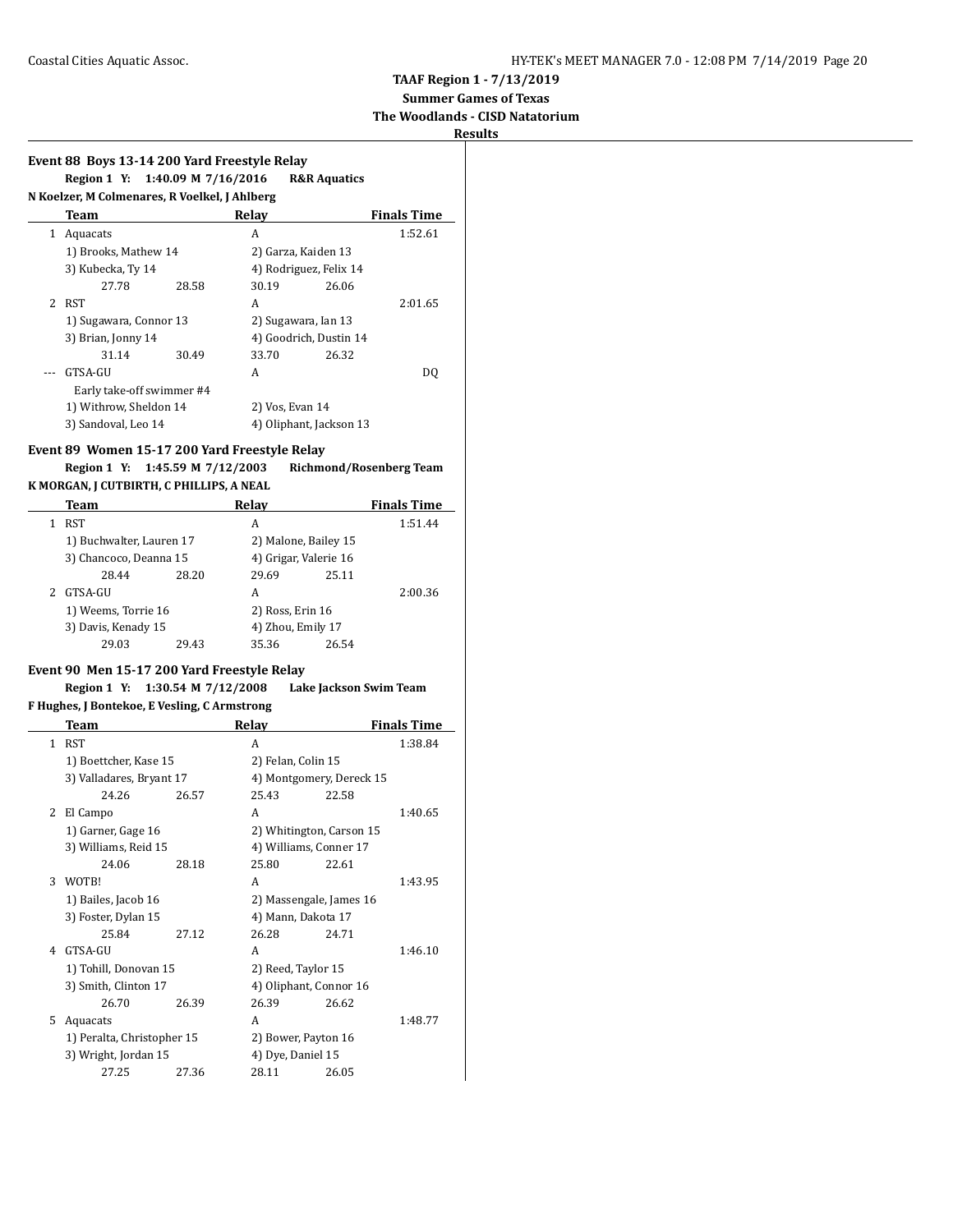### Event 88 Boys 13-14 200 Yard Freestyle Relay

**Region 1 Y: 1:40.09 M 7/16/2016 R&R Aquatics**

**N Koelzer, M Colmenares, R Voelkel, J Ahlberg**

| | Team | | Relay | | Finals Time |
|---|---|---|---|---|---|
| 1 | Aquacats | | A | | 1:52.61 |
| | 1) Brooks, Mathew 14 | | 2) Garza, Kaiden 13 | | |
| | 3) Kubecka, Ty 14 | | 4) Rodriguez, Felix 14 | | |
| | 27.78 | 28.58 | 30.19 | 26.06 | |
| 2 | RST | | A | | 2:01.65 |
| | 1) Sugawara, Connor 13 | | 2) Sugawara, Ian 13 | | |
| | 3) Brian, Jonny 14 | | 4) Goodrich, Dustin 14 | | |
| | 31.14 | 30.49 | 33.70 | 26.32 | |
| --- | GTSA-GU | | A | | DQ |
| | Early take-off swimmer #4 | | | | |
| | 1) Withrow, Sheldon 14 | | 2) Vos, Evan 14 | | |
| | 3) Sandoval, Leo 14 | | 4) Oliphant, Jackson 13 | | |

### Event 89 Women 15-17 200 Yard Freestyle Relay

**Region 1 Y: 1:45.59 M 7/12/2003 Richmond/Rosenberg Team**

**K MORGAN, J CUTBIRTH, C PHILLIPS, A NEAL**

| | Team | | Relay | | Finals Time |
|---|---|---|---|---|---|
| 1 | RST | | A | | 1:51.44 |
| | 1) Buchwalter, Lauren 17 | | 2) Malone, Bailey 15 | | |
| | 3) Chancoco, Deanna 15 | | 4) Grigar, Valerie 16 | | |
| | 28.44 | 28.20 | 29.69 | 25.11 | |
| 2 | GTSA-GU | | A | | 2:00.36 |
| | 1) Weems, Torrie 16 | | 2) Ross, Erin 16 | | |
| | 3) Davis, Kenady 15 | | 4) Zhou, Emily 17 | | |
| | 29.03 | 29.43 | 35.36 | 26.54 | |

### Event 90 Men 15-17 200 Yard Freestyle Relay

**Region 1 Y: 1:30.54 M 7/12/2008 Lake Jackson Swim Team**

**F Hughes, J Bontekoe, E Vesling, C Armstrong**

| | Team | | Relay | | Finals Time |
|---|---|---|---|---|---|
| 1 | RST | | A | | 1:38.84 |
| | 1) Boettcher, Kase 15 | | 2) Felan, Colin 15 | | |
| | 3) Valladares, Bryant 17 | | 4) Montgomery, Dereck 15 | | |
| | 24.26 | 26.57 | 25.43 | 22.58 | |
| 2 | El Campo | | A | | 1:40.65 |
| | 1) Garner, Gage 16 | | 2) Whitington, Carson 15 | | |
| | 3) Williams, Reid 15 | | 4) Williams, Conner 17 | | |
| | 24.06 | 28.18 | 25.80 | 22.61 | |
| 3 | WOTB! | | A | | 1:43.95 |
| | 1) Bailes, Jacob 16 | | 2) Massengale, James 16 | | |
| | 3) Foster, Dylan 15 | | 4) Mann, Dakota 17 | | |
| | 25.84 | 27.12 | 26.28 | 24.71 | |
| 4 | GTSA-GU | | A | | 1:46.10 |
| | 1) Tohill, Donovan 15 | | 2) Reed, Taylor 15 | | |
| | 3) Smith, Clinton 17 | | 4) Oliphant, Connor 16 | | |
| | 26.70 | 26.39 | 26.39 | 26.62 | |
| 5 | Aquacats | | A | | 1:48.77 |
| | 1) Peralta, Christopher 15 | | 2) Bower, Payton 16 | | |
| | 3) Wright, Jordan 15 | | 4) Dye, Daniel 15 | | |
| | 27.25 | 27.36 | 28.11 | 26.05 | |